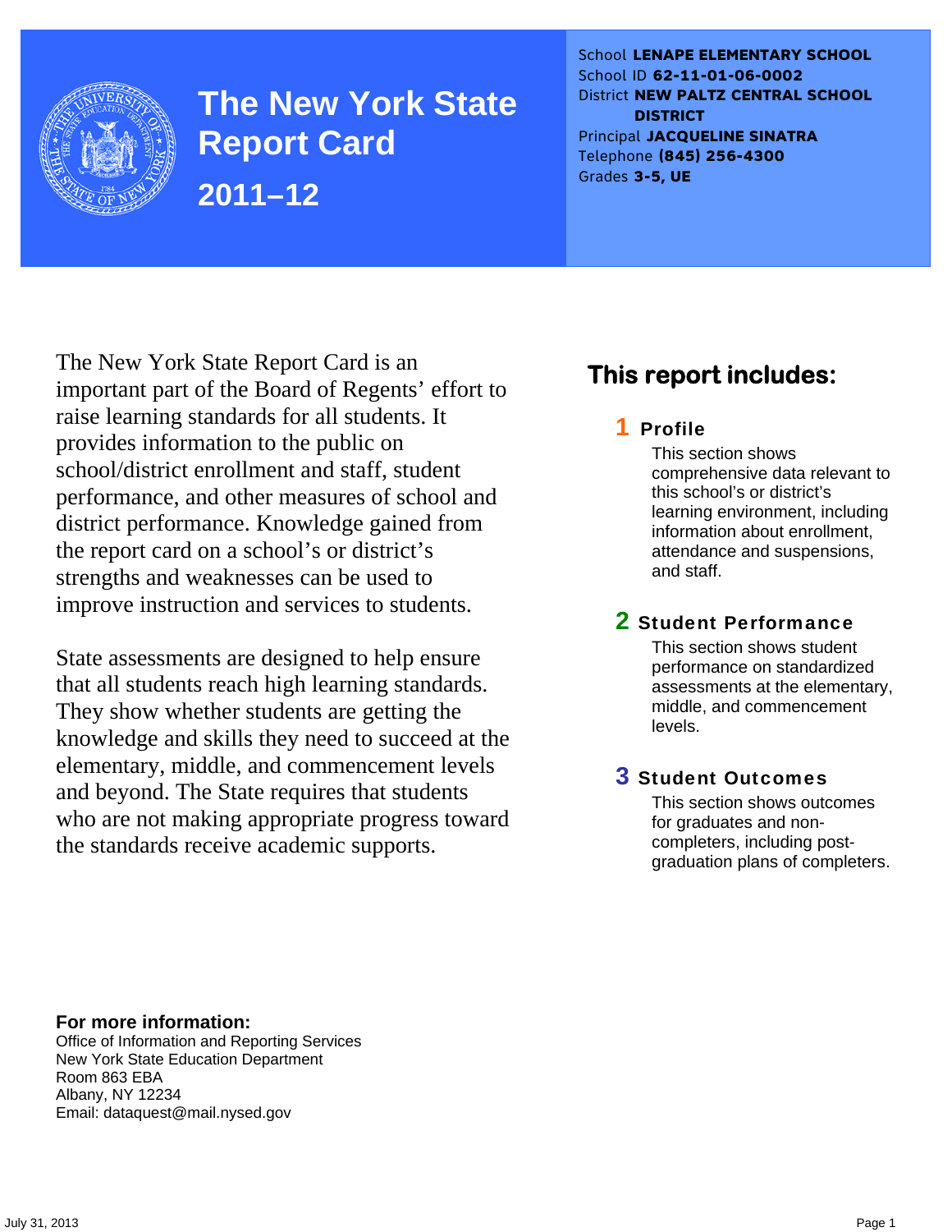# The New York State Report Card

## 2011–12

School **LENAPE ELEMENTARY SCHOOL**
School ID **62-11-01-06-0002**
District **NEW PALTZ CENTRAL SCHOOL DISTRICT**
Principal **JACQUELINE SINATRA**
Telephone **(845) 256-4300**
Grades **3-5, UE**

The New York State Report Card is an important part of the Board of Regents' effort to raise learning standards for all students. It provides information to the public on school/district enrollment and staff, student performance, and other measures of school and district performance. Knowledge gained from the report card on a school's or district's strengths and weaknesses can be used to improve instruction and services to students.

State assessments are designed to help ensure that all students reach high learning standards. They show whether students are getting the knowledge and skills they need to succeed at the elementary, middle, and commencement levels and beyond. The State requires that students who are not making appropriate progress toward the standards receive academic supports.

## This report includes:

### 1 Profile

This section shows comprehensive data relevant to this school's or district's learning environment, including information about enrollment, attendance and suspensions, and staff.

### 2 Student Performance

This section shows student performance on standardized assessments at the elementary, middle, and commencement levels.

### 3 Student Outcomes

This section shows outcomes for graduates and non-completers, including post-graduation plans of completers.

**For more information:**
Office of Information and Reporting Services
New York State Education Department
Room 863 EBA
Albany, NY 12234
Email: dataquest@mail.nysed.gov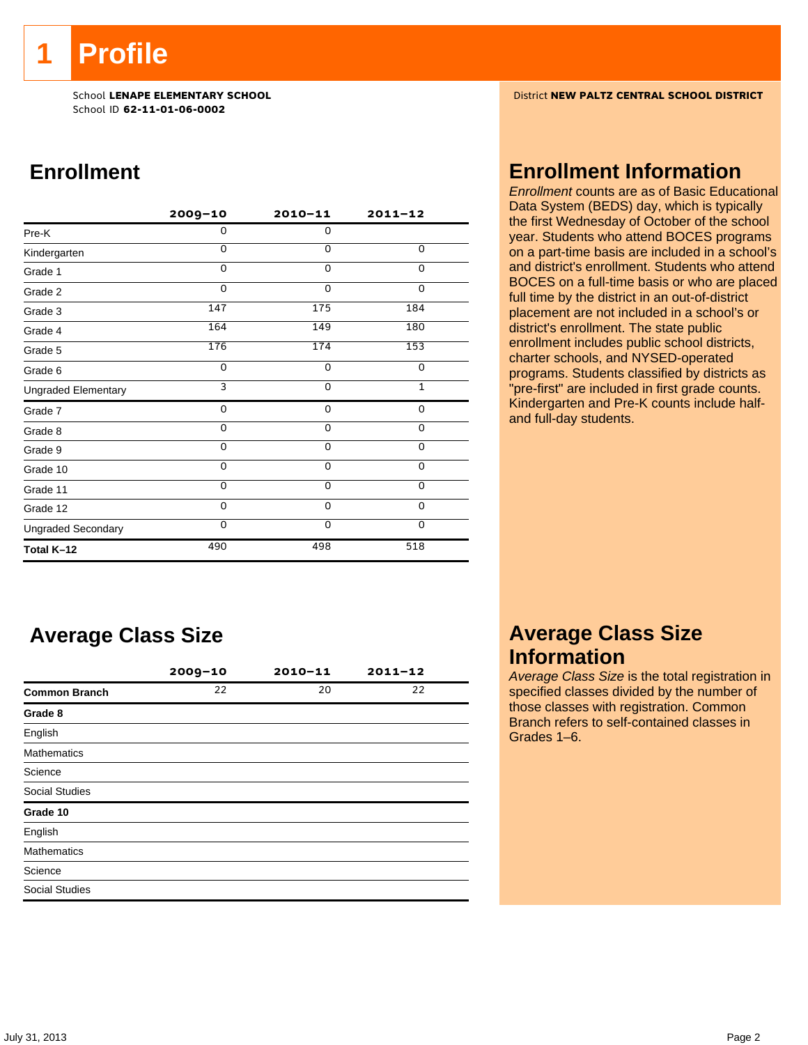# 1 Profile

School **LENAPE ELEMENTARY SCHOOL**
School ID **62-11-01-06-0002**

District **NEW PALTZ CENTRAL SCHOOL DISTRICT**

## Enrollment

| | 2009–10 | 2010–11 | 2011–12 |
|---|---|---|---|
| Pre-K | 0 | 0 | |
| Kindergarten | 0 | 0 | 0 |
| Grade 1 | 0 | 0 | 0 |
| Grade 2 | 0 | 0 | 0 |
| Grade 3 | 147 | 175 | 184 |
| Grade 4 | 164 | 149 | 180 |
| Grade 5 | 176 | 174 | 153 |
| Grade 6 | 0 | 0 | 0 |
| Ungraded Elementary | 3 | 0 | 1 |
| Grade 7 | 0 | 0 | 0 |
| Grade 8 | 0 | 0 | 0 |
| Grade 9 | 0 | 0 | 0 |
| Grade 10 | 0 | 0 | 0 |
| Grade 11 | 0 | 0 | 0 |
| Grade 12 | 0 | 0 | 0 |
| Ungraded Secondary | 0 | 0 | 0 |
| **Total K–12** | 490 | 498 | 518 |

## Enrollment Information

*Enrollment* counts are as of Basic Educational Data System (BEDS) day, which is typically the first Wednesday of October of the school year. Students who attend BOCES programs on a part-time basis are included in a school's and district's enrollment. Students who attend BOCES on a full-time basis or who are placed full time by the district in an out-of-district placement are not included in a school's or district's enrollment. The state public enrollment includes public school districts, charter schools, and NYSED-operated programs. Students classified by districts as "pre-first" are included in first grade counts. Kindergarten and Pre-K counts include half- and full-day students.

## Average Class Size

| | 2009–10 | 2010–11 | 2011–12 |
|---|---|---|---|
| **Common Branch** | 22 | 20 | 22 |
| **Grade 8** | | | |
| English | | | |
| Mathematics | | | |
| Science | | | |
| Social Studies | | | |
| **Grade 10** | | | |
| English | | | |
| Mathematics | | | |
| Science | | | |
| Social Studies | | | |

## Average Class Size Information

*Average Class Size* is the total registration in specified classes divided by the number of those classes with registration. Common Branch refers to self-contained classes in Grades 1–6.

July 31, 2013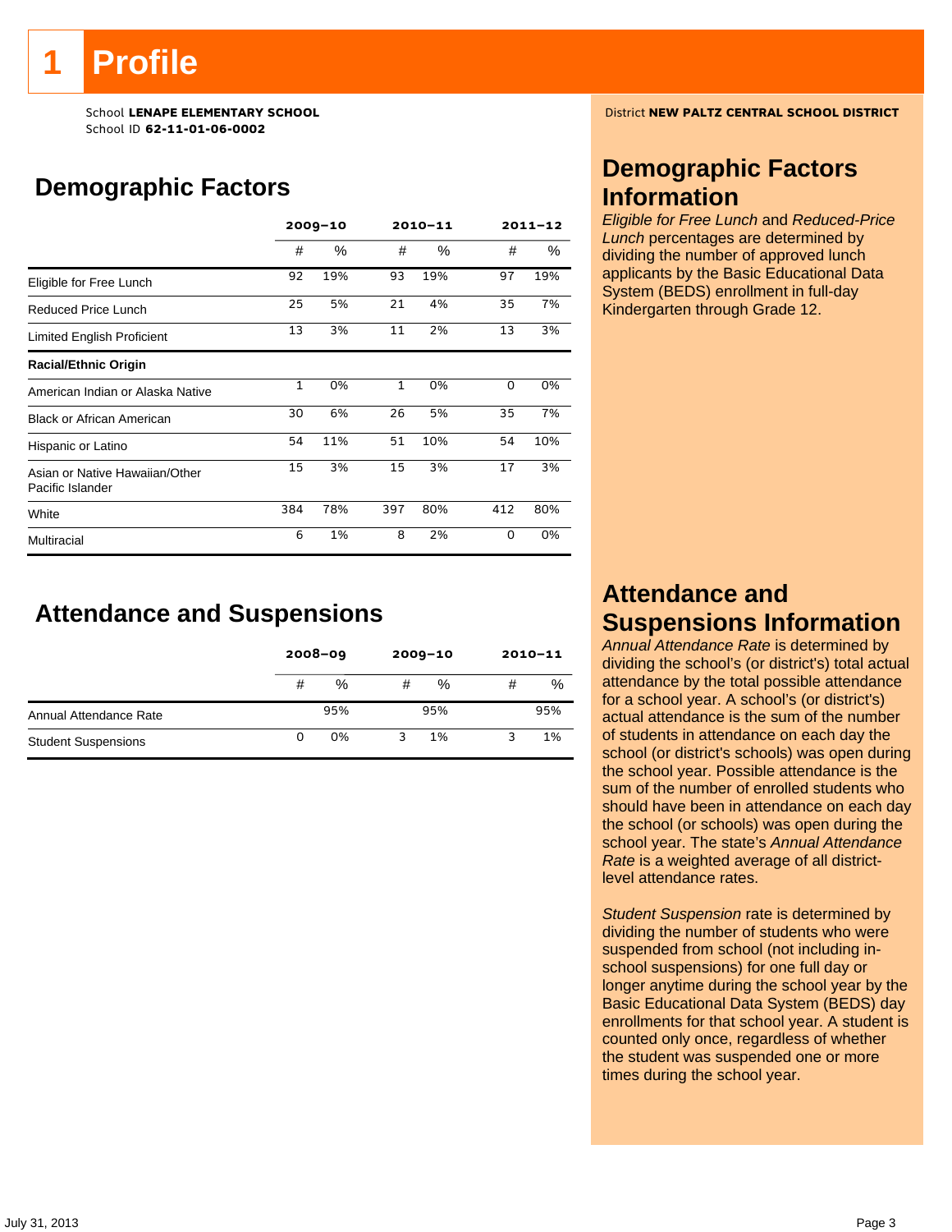# 1 Profile

School **LENAPE ELEMENTARY SCHOOL**
School ID **62-11-01-06-0002**

District **NEW PALTZ CENTRAL SCHOOL DISTRICT**

## Demographic Factors

| | 2009–10 | | 2010–11 | | 2011–12 | |
|---|---|---|---|---|---|---|
| | # | % | # | % | # | % |
| Eligible for Free Lunch | 92 | 19% | 93 | 19% | 97 | 19% |
| Reduced Price Lunch | 25 | 5% | 21 | 4% | 35 | 7% |
| Limited English Proficient | 13 | 3% | 11 | 2% | 13 | 3% |
| **Racial/Ethnic Origin** | | | | | | |
| American Indian or Alaska Native | 1 | 0% | 1 | 0% | 0 | 0% |
| Black or African American | 30 | 6% | 26 | 5% | 35 | 7% |
| Hispanic or Latino | 54 | 11% | 51 | 10% | 54 | 10% |
| Asian or Native Hawaiian/Other Pacific Islander | 15 | 3% | 15 | 3% | 17 | 3% |
| White | 384 | 78% | 397 | 80% | 412 | 80% |
| Multiracial | 6 | 1% | 8 | 2% | 0 | 0% |

## Demographic Factors Information

*Eligible for Free Lunch* and *Reduced-Price Lunch* percentages are determined by dividing the number of approved lunch applicants by the Basic Educational Data System (BEDS) enrollment in full-day Kindergarten through Grade 12.

## Attendance and Suspensions

| | 2008–09 | | 2009–10 | | 2010–11 | |
|---|---|---|---|---|---|---|
| | # | % | # | % | # | % |
| Annual Attendance Rate | | 95% | | 95% | | 95% |
| Student Suspensions | 0 | 0% | 3 | 1% | 3 | 1% |

## Attendance and Suspensions Information

*Annual Attendance Rate* is determined by dividing the school's (or district's) total actual attendance by the total possible attendance for a school year. A school's (or district's) actual attendance is the sum of the number of students in attendance on each day the school (or district's schools) was open during the school year. Possible attendance is the sum of the number of enrolled students who should have been in attendance on each day the school (or schools) was open during the school year. The state's *Annual Attendance Rate* is a weighted average of all district-level attendance rates.

*Student Suspension* rate is determined by dividing the number of students who were suspended from school (not including in-school suspensions) for one full day or longer anytime during the school year by the Basic Educational Data System (BEDS) day enrollments for that school year. A student is counted only once, regardless of whether the student was suspended one or more times during the school year.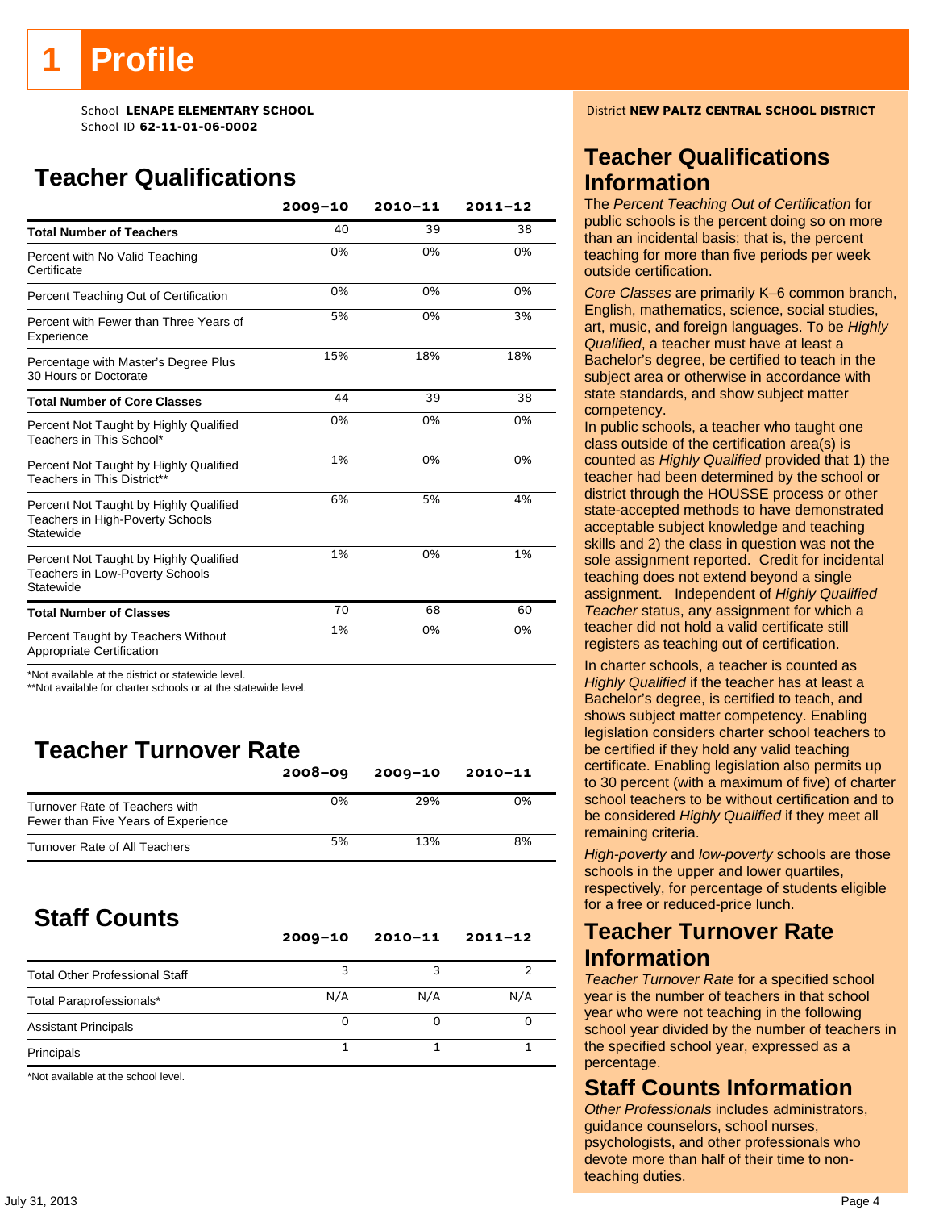# 1 Profile

School **LENAPE ELEMENTARY SCHOOL**
School ID **62-11-01-06-0002**

District **NEW PALTZ CENTRAL SCHOOL DISTRICT**

## Teacher Qualifications

| | 2009–10 | 2010–11 | 2011–12 |
|---|---|---|---|
| **Total Number of Teachers** | 40 | 39 | 38 |
| Percent with No Valid Teaching Certificate | 0% | 0% | 0% |
| Percent Teaching Out of Certification | 0% | 0% | 0% |
| Percent with Fewer than Three Years of Experience | 5% | 0% | 3% |
| Percentage with Master's Degree Plus 30 Hours or Doctorate | 15% | 18% | 18% |
| **Total Number of Core Classes** | 44 | 39 | 38 |
| Percent Not Taught by Highly Qualified Teachers in This School* | 0% | 0% | 0% |
| Percent Not Taught by Highly Qualified Teachers in This District** | 1% | 0% | 0% |
| Percent Not Taught by Highly Qualified Teachers in High-Poverty Schools Statewide | 6% | 5% | 4% |
| Percent Not Taught by Highly Qualified Teachers in Low-Poverty Schools Statewide | 1% | 0% | 1% |
| **Total Number of Classes** | 70 | 68 | 60 |
| Percent Taught by Teachers Without Appropriate Certification | 1% | 0% | 0% |

*Not available at the district or statewide level.
**Not available for charter schools or at the statewide level.

## Teacher Turnover Rate

| | 2008–09 | 2009–10 | 2010–11 |
|---|---|---|---|
| Turnover Rate of Teachers with Fewer than Five Years of Experience | 0% | 29% | 0% |
| Turnover Rate of All Teachers | 5% | 13% | 8% |

## Staff Counts

| | 2009–10 | 2010–11 | 2011–12 |
|---|---|---|---|
| Total Other Professional Staff | 3 | 3 | 2 |
| Total Paraprofessionals* | N/A | N/A | N/A |
| Assistant Principals | 0 | 0 | 0 |
| Principals | 1 | 1 | 1 |

*Not available at the school level.

## Teacher Qualifications Information

The *Percent Teaching Out of Certification* for public schools is the percent doing so on more than an incidental basis; that is, the percent teaching for more than five periods per week outside certification.

*Core Classes* are primarily K–6 common branch, English, mathematics, science, social studies, art, music, and foreign languages. To be *Highly Qualified*, a teacher must have at least a Bachelor's degree, be certified to teach in the subject area or otherwise in accordance with state standards, and show subject matter competency.

In public schools, a teacher who taught one class outside of the certification area(s) is counted as *Highly Qualified* provided that 1) the teacher had been determined by the school or district through the HOUSSE process or other state-accepted methods to have demonstrated acceptable subject knowledge and teaching skills and 2) the class in question was not the sole assignment reported. Credit for incidental teaching does not extend beyond a single assignment. Independent of *Highly Qualified Teacher* status, any assignment for which a teacher did not hold a valid certificate still registers as teaching out of certification.

In charter schools, a teacher is counted as *Highly Qualified* if the teacher has at least a Bachelor's degree, is certified to teach, and shows subject matter competency. Enabling legislation considers charter school teachers to be certified if they hold any valid teaching certificate. Enabling legislation also permits up to 30 percent (with a maximum of five) of charter school teachers to be without certification and to be considered *Highly Qualified* if they meet all remaining criteria.

*High-poverty* and *low-poverty* schools are those schools in the upper and lower quartiles, respectively, for percentage of students eligible for a free or reduced-price lunch.

## Teacher Turnover Rate Information

*Teacher Turnover Rate* for a specified school year is the number of teachers in that school year who were not teaching in the following school year divided by the number of teachers in the specified school year, expressed as a percentage.

## Staff Counts Information

*Other Professionals* includes administrators, guidance counselors, school nurses, psychologists, and other professionals who devote more than half of their time to non-teaching duties.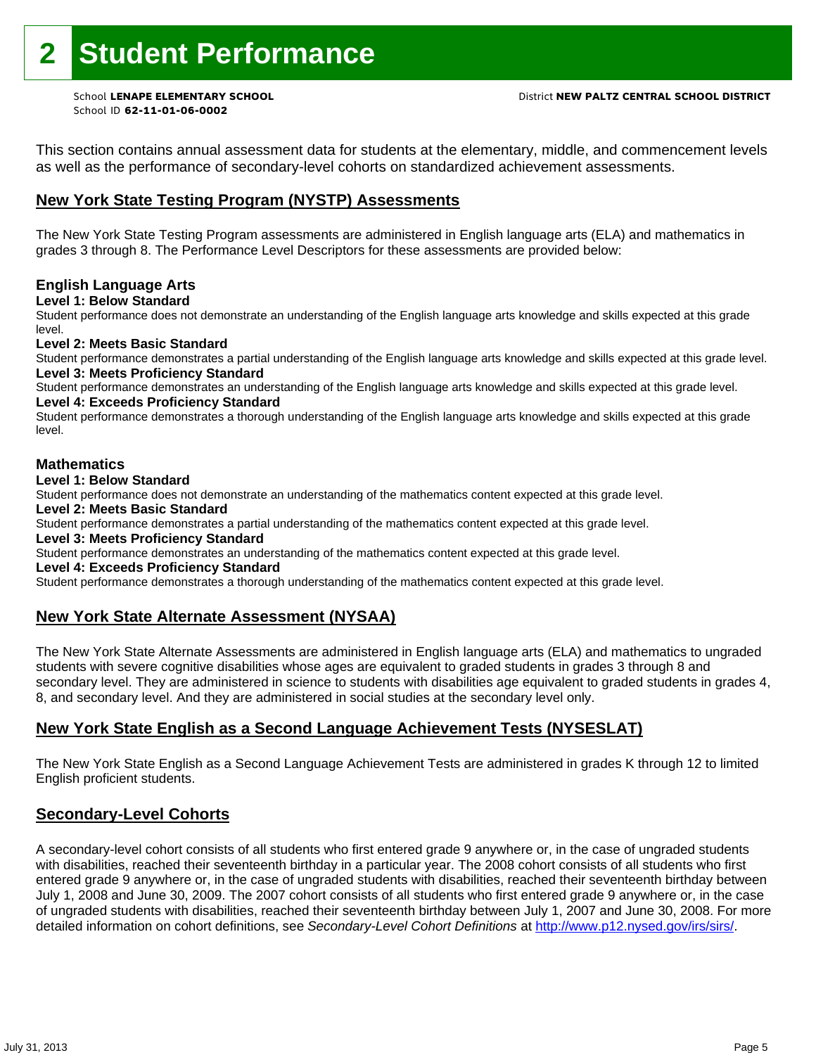# 2 Student Performance

School **LENAPE ELEMENTARY SCHOOL**
School ID **62-11-01-06-0002**

District **NEW PALTZ CENTRAL SCHOOL DISTRICT**

This section contains annual assessment data for students at the elementary, middle, and commencement levels as well as the performance of secondary-level cohorts on standardized achievement assessments.

## New York State Testing Program (NYSTP) Assessments

The New York State Testing Program assessments are administered in English language arts (ELA) and mathematics in grades 3 through 8. The Performance Level Descriptors for these assessments are provided below:

### English Language Arts

**Level 1: Below Standard**
Student performance does not demonstrate an understanding of the English language arts knowledge and skills expected at this grade level.

**Level 2: Meets Basic Standard**
Student performance demonstrates a partial understanding of the English language arts knowledge and skills expected at this grade level.

**Level 3: Meets Proficiency Standard**
Student performance demonstrates an understanding of the English language arts knowledge and skills expected at this grade level.

**Level 4: Exceeds Proficiency Standard**
Student performance demonstrates a thorough understanding of the English language arts knowledge and skills expected at this grade level.

### Mathematics

**Level 1: Below Standard**
Student performance does not demonstrate an understanding of the mathematics content expected at this grade level.

**Level 2: Meets Basic Standard**
Student performance demonstrates a partial understanding of the mathematics content expected at this grade level.

**Level 3: Meets Proficiency Standard**
Student performance demonstrates an understanding of the mathematics content expected at this grade level.

**Level 4: Exceeds Proficiency Standard**
Student performance demonstrates a thorough understanding of the mathematics content expected at this grade level.

## New York State Alternate Assessment (NYSAA)

The New York State Alternate Assessments are administered in English language arts (ELA) and mathematics to ungraded students with severe cognitive disabilities whose ages are equivalent to graded students in grades 3 through 8 and secondary level. They are administered in science to students with disabilities age equivalent to graded students in grades 4, 8, and secondary level. And they are administered in social studies at the secondary level only.

## New York State English as a Second Language Achievement Tests (NYSESLAT)

The New York State English as a Second Language Achievement Tests are administered in grades K through 12 to limited English proficient students.

## Secondary-Level Cohorts

A secondary-level cohort consists of all students who first entered grade 9 anywhere or, in the case of ungraded students with disabilities, reached their seventeenth birthday in a particular year. The 2008 cohort consists of all students who first entered grade 9 anywhere or, in the case of ungraded students with disabilities, reached their seventeenth birthday between July 1, 2008 and June 30, 2009. The 2007 cohort consists of all students who first entered grade 9 anywhere or, in the case of ungraded students with disabilities, reached their seventeenth birthday between July 1, 2007 and June 30, 2008. For more detailed information on cohort definitions, see *Secondary-Level Cohort Definitions* at http://www.p12.nysed.gov/irs/sirs/.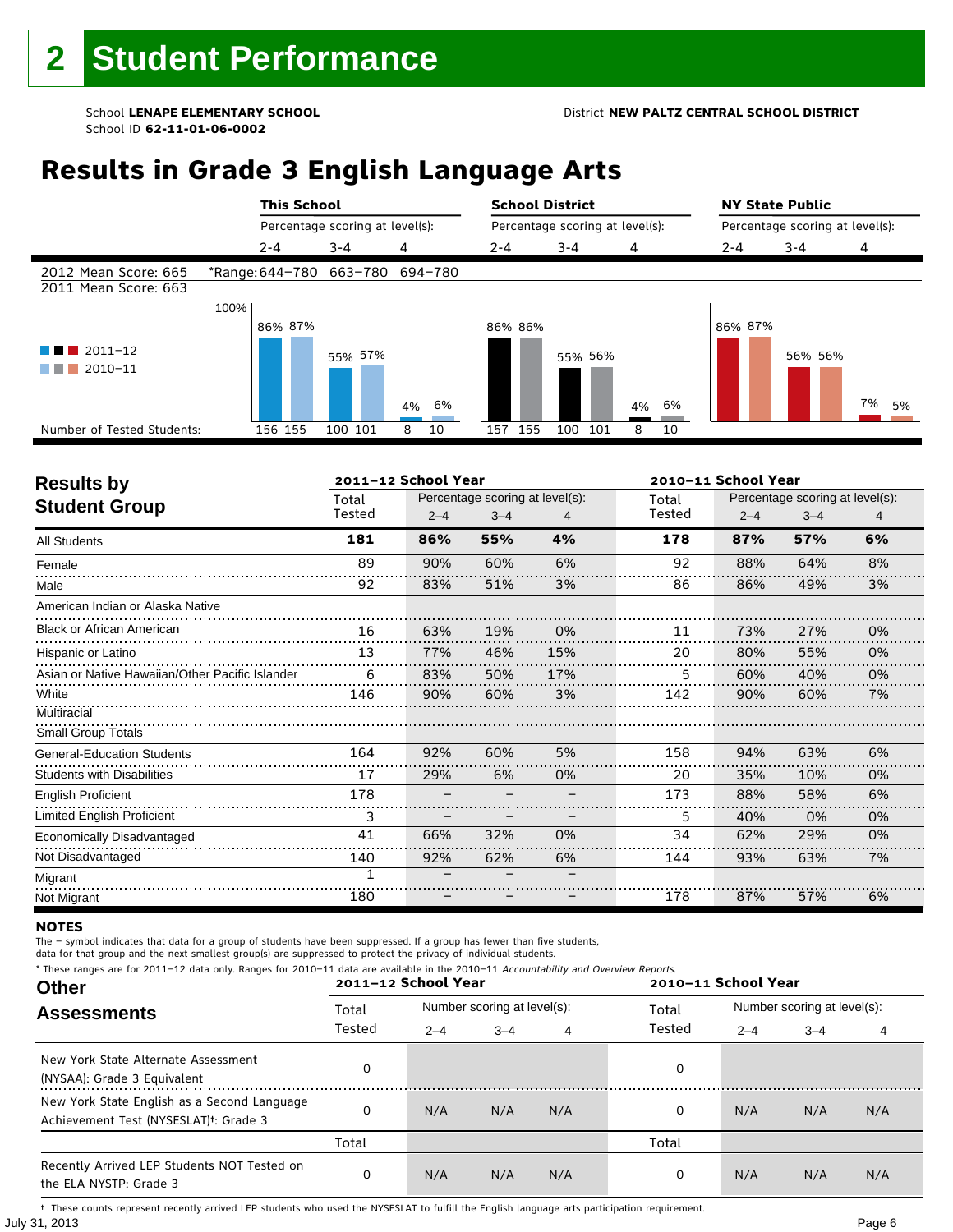# 2 Student Performance

School **LENAPE ELEMENTARY SCHOOL**
School ID **62-11-01-06-0002**

District **NEW PALTZ CENTRAL SCHOOL DISTRICT**

## Results in Grade 3 English Language Arts

| | This School | | | School District | | | NY State Public | | |
|---|---|---|---|---|---|---|---|---|---|
| | Percentage scoring at level(s): | | | Percentage scoring at level(s): | | | Percentage scoring at level(s): | | |
| | 2-4 | 3-4 | 4 | 2-4 | 3-4 | 4 | 2-4 | 3-4 | 4 |
| 2012 Mean Score: 665 / 2011 Mean Score: 663 | *Range: 644–780 | 663–780 | 694–780 | | | | | | |
| 2011–12 | 86% | 55% | 4% | 86% | 55% | 4% | 86% | 56% | 7% |
| 2010–11 | 87% | 57% | 6% | 86% | 56% | 6% | 87% | 56% | 5% |
| Number of Tested Students: 2011–12 | 156 | 100 | 8 | 157 | 100 | 8 | | | |
| Number of Tested Students: 2010–11 | 155 | 101 | 10 | 155 | 101 | 10 | | | |

## Results by Student Group

| | 2011–12 School Year | | | | 2010–11 School Year | | | |
|---|---|---|---|---|---|---|---|---|
| | Total Tested | Percentage scoring at level(s): 2–4 | 3–4 | 4 | Total Tested | Percentage scoring at level(s): 2–4 | 3–4 | 4 |
| All Students | **181** | **86%** | **55%** | **4%** | **178** | **87%** | **57%** | **6%** |
| Female | 89 | 90% | 60% | 6% | 92 | 88% | 64% | 8% |
| Male | 92 | 83% | 51% | 3% | 86 | 86% | 49% | 3% |
| American Indian or Alaska Native | | | | | | | | |
| Black or African American | 16 | 63% | 19% | 0% | 11 | 73% | 27% | 0% |
| Hispanic or Latino | 13 | 77% | 46% | 15% | 20 | 80% | 55% | 0% |
| Asian or Native Hawaiian/Other Pacific Islander | 6 | 83% | 50% | 17% | 5 | 60% | 40% | 0% |
| White | 146 | 90% | 60% | 3% | 142 | 90% | 60% | 7% |
| Multiracial | | | | | | | | |
| Small Group Totals | | | | | | | | |
| General-Education Students | 164 | 92% | 60% | 5% | 158 | 94% | 63% | 6% |
| Students with Disabilities | 17 | 29% | 6% | 0% | 20 | 35% | 10% | 0% |
| English Proficient | 178 | – | – | – | 173 | 88% | 58% | 6% |
| Limited English Proficient | 3 | – | – | – | 5 | 40% | 0% | 0% |
| Economically Disadvantaged | 41 | 66% | 32% | 0% | 34 | 62% | 29% | 0% |
| Not Disadvantaged | 140 | 92% | 62% | 6% | 144 | 93% | 63% | 7% |
| Migrant | 1 | – | – | – | | | | |
| Not Migrant | 180 | – | – | – | 178 | 87% | 57% | 6% |

**NOTES**

The – symbol indicates that data for a group of students have been suppressed. If a group has fewer than five students, data for that group and the next smallest group(s) are suppressed to protect the privacy of individual students.

\* These ranges are for 2011–12 data only. Ranges for 2010–11 data are available in the 2010–11 *Accountability and Overview Reports.*

## Other Assessments

| | 2011–12 School Year | | | | 2010–11 School Year | | | |
|---|---|---|---|---|---|---|---|---|
| | Total Tested | Number scoring at level(s): 2–4 | 3–4 | 4 | Total Tested | Number scoring at level(s): 2–4 | 3–4 | 4 |
| New York State Alternate Assessment (NYSAA): Grade 3 Equivalent | 0 | | | | 0 | | | |
| New York State English as a Second Language Achievement Test (NYSESLAT)†: Grade 3 | 0 | N/A | N/A | N/A | 0 | N/A | N/A | N/A |
| | Total | | | | Total | | | |
| Recently Arrived LEP Students NOT Tested on the ELA NYSTP: Grade 3 | 0 | N/A | N/A | N/A | 0 | N/A | N/A | N/A |

† These counts represent recently arrived LEP students who used the NYSESLAT to fulfill the English language arts participation requirement.

July 31, 2013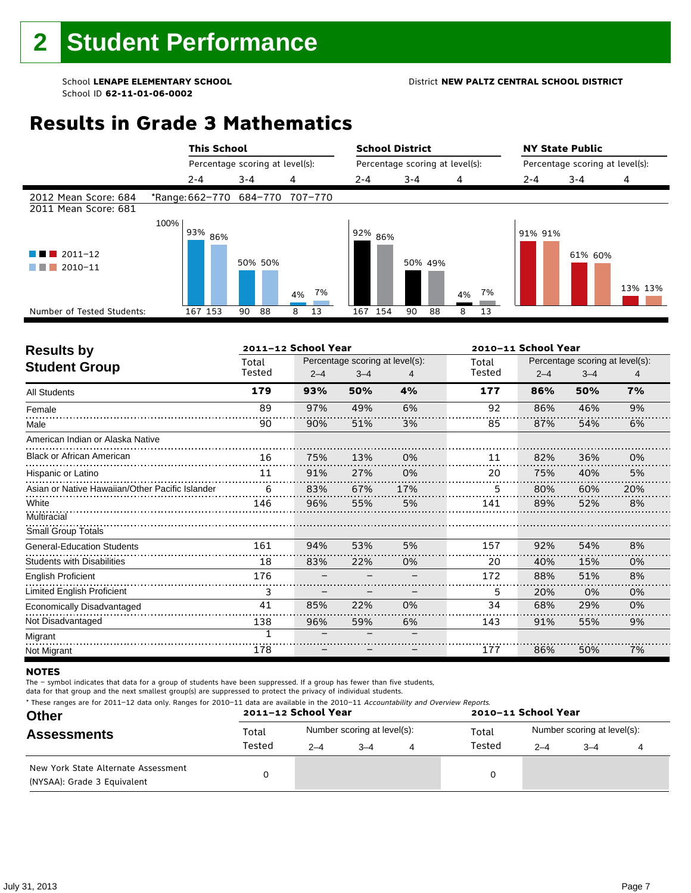# 2 Student Performance

School **LENAPE ELEMENTARY SCHOOL**
School ID **62-11-01-06-0002**

District **NEW PALTZ CENTRAL SCHOOL DISTRICT**

## Results in Grade 3 Mathematics

| | This School | | | School District | | | NY State Public | | |
|---|---|---|---|---|---|---|---|---|---|
| | Percentage scoring at level(s): | | | Percentage scoring at level(s): | | | Percentage scoring at level(s): | | |
| | 2-4 | 3-4 | 4 | 2-4 | 3-4 | 4 | 2-4 | 3-4 | 4 |
| 2012 Mean Score: 684 | *Range: 662–770 | 684–770 | 707–770 | | | | | | |
| 2011 Mean Score: 681 | | | | | | | | | |
| 2011–12 | 93% | 50% | 4% | 92% | 50% | 4% | 91% | 61% | 13% |
| 2010–11 | 86% | 50% | 7% | 86% | 49% | 7% | 91% | 60% | 13% |
| Number of Tested Students: 2011–12 | 167 | 90 | 8 | 167 | 90 | 8 | | | |
| Number of Tested Students: 2010–11 | 153 | 88 | 13 | 154 | 88 | 13 | | | |

## Results by Student Group

| | 2011–12 School Year | | | | 2010–11 School Year | | | |
|---|---|---|---|---|---|---|---|---|
| | Total Tested | Percentage scoring at level(s): 2–4 | 3–4 | 4 | Total Tested | Percentage scoring at level(s): 2–4 | 3–4 | 4 |
| **All Students** | **179** | **93%** | **50%** | **4%** | **177** | **86%** | **50%** | **7%** |
| Female | 89 | 97% | 49% | 6% | 92 | 86% | 46% | 9% |
| Male | 90 | 90% | 51% | 3% | 85 | 87% | 54% | 6% |
| American Indian or Alaska Native | | | | | | | | |
| Black or African American | 16 | 75% | 13% | 0% | 11 | 82% | 36% | 0% |
| Hispanic or Latino | 11 | 91% | 27% | 0% | 20 | 75% | 40% | 5% |
| Asian or Native Hawaiian/Other Pacific Islander | 6 | 83% | 67% | 17% | 5 | 80% | 60% | 20% |
| White | 146 | 96% | 55% | 5% | 141 | 89% | 52% | 8% |
| Multiracial | | | | | | | | |
| Small Group Totals | | | | | | | | |
| General-Education Students | 161 | 94% | 53% | 5% | 157 | 92% | 54% | 8% |
| Students with Disabilities | 18 | 83% | 22% | 0% | 20 | 40% | 15% | 0% |
| English Proficient | 176 | – | – | – | 172 | 88% | 51% | 8% |
| Limited English Proficient | 3 | – | – | – | 5 | 20% | 0% | 0% |
| Economically Disadvantaged | 41 | 85% | 22% | 0% | 34 | 68% | 29% | 0% |
| Not Disadvantaged | 138 | 96% | 59% | 6% | 143 | 91% | 55% | 9% |
| Migrant | 1 | – | – | – | | | | |
| Not Migrant | 178 | – | – | – | 177 | 86% | 50% | 7% |

**NOTES**

The – symbol indicates that data for a group of students have been suppressed. If a group has fewer than five students, data for that group and the next smallest group(s) are suppressed to protect the privacy of individual students.

\* These ranges are for 2011–12 data only. Ranges for 2010–11 data are available in the 2010–11 *Accountability and Overview Reports.*

## Other Assessments

| | 2011–12 School Year | | | | 2010–11 School Year | | | |
|---|---|---|---|---|---|---|---|---|
| | Total Tested | Number scoring at level(s): 2–4 | 3–4 | 4 | Total Tested | Number scoring at level(s): 2–4 | 3–4 | 4 |
| New York State Alternate Assessment (NYSAA): Grade 3 Equivalent | 0 | | | | 0 | | | |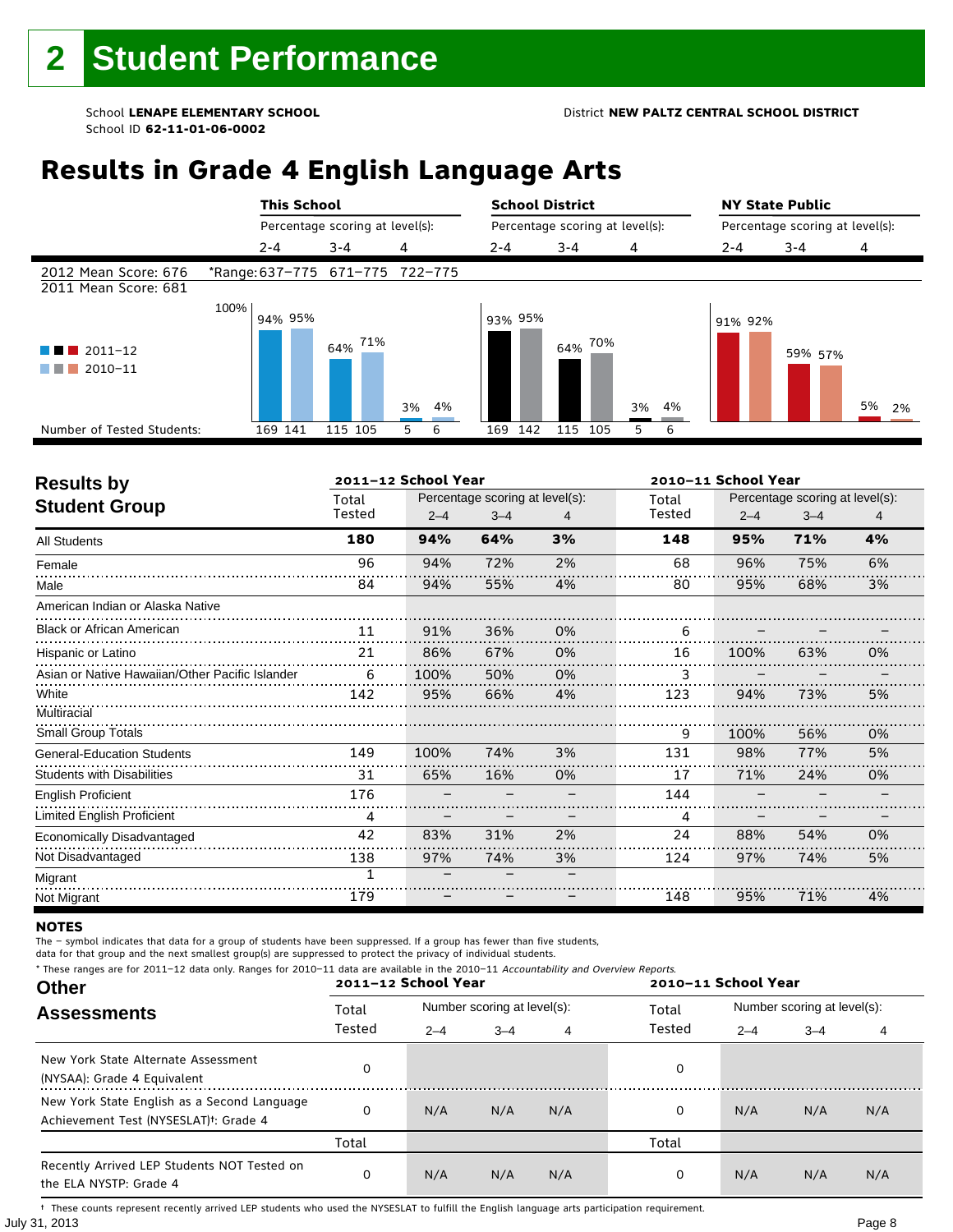# 2 Student Performance

School **LENAPE ELEMENTARY SCHOOL**
School ID **62-11-01-06-0002**

District **NEW PALTZ CENTRAL SCHOOL DISTRICT**

## Results in Grade 4 English Language Arts

2012 Mean Score: 676
2011 Mean Score: 681

*Range: 637–775 (2–4), 671–775 (3–4), 722–775 (4)

| | This School 2–4 | This School 3–4 | This School 4 | School District 2–4 | School District 3–4 | School District 4 | NY State Public 2–4 | NY State Public 3–4 | NY State Public 4 |
|---|---|---|---|---|---|---|---|---|---|
| 2011–12 | 94% | 64% | 3% | 93% | 64% | 3% | 91% | 59% | 5% |
| 2010–11 | 95% | 71% | 4% | 95% | 70% | 4% | 92% | 57% | 2% |
| Number of Tested Students (2011–12 / 2010–11) | 169 / 141 | 115 / 105 | 5 / 6 | 169 / 142 | 115 / 105 | 5 / 6 | | | |

## Results by Student Group

| | 2011–12 Total Tested | 2011–12 2–4 | 2011–12 3–4 | 2011–12 4 | 2010–11 Total Tested | 2010–11 2–4 | 2010–11 3–4 | 2010–11 4 |
|---|---|---|---|---|---|---|---|---|
| **All Students** | **180** | **94%** | **64%** | **3%** | **148** | **95%** | **71%** | **4%** |
| Female | 96 | 94% | 72% | 2% | 68 | 96% | 75% | 6% |
| Male | 84 | 94% | 55% | 4% | 80 | 95% | 68% | 3% |
| American Indian or Alaska Native | | | | | | | | |
| Black or African American | 11 | 91% | 36% | 0% | 6 | – | – | – |
| Hispanic or Latino | 21 | 86% | 67% | 0% | 16 | 100% | 63% | 0% |
| Asian or Native Hawaiian/Other Pacific Islander | 6 | 100% | 50% | 0% | 3 | – | – | – |
| White | 142 | 95% | 66% | 4% | 123 | 94% | 73% | 5% |
| Multiracial | | | | | | | | |
| Small Group Totals | | | | | 9 | 100% | 56% | 0% |
| General-Education Students | 149 | 100% | 74% | 3% | 131 | 98% | 77% | 5% |
| Students with Disabilities | 31 | 65% | 16% | 0% | 17 | 71% | 24% | 0% |
| English Proficient | 176 | – | – | – | 144 | – | – | – |
| Limited English Proficient | 4 | – | – | – | 4 | – | – | – |
| Economically Disadvantaged | 42 | 83% | 31% | 2% | 24 | 88% | 54% | 0% |
| Not Disadvantaged | 138 | 97% | 74% | 3% | 124 | 97% | 74% | 5% |
| Migrant | 1 | – | – | – | | | | |
| Not Migrant | 179 | – | – | – | 148 | 95% | 71% | 4% |

**NOTES**

The – symbol indicates that data for a group of students have been suppressed. If a group has fewer than five students, data for that group and the next smallest group(s) are suppressed to protect the privacy of individual students.

\* These ranges are for 2011–12 data only. Ranges for 2010–11 data are available in the 2010–11 *Accountability and Overview Reports.*

## Other Assessments

| | 2011–12 Total Tested | 2011–12 2–4 | 2011–12 3–4 | 2011–12 4 | 2010–11 Total Tested | 2010–11 2–4 | 2010–11 3–4 | 2010–11 4 |
|---|---|---|---|---|---|---|---|---|
| New York State Alternate Assessment (NYSAA): Grade 4 Equivalent | 0 | | | | 0 | | | |
| New York State English as a Second Language Achievement Test (NYSESLAT)†: Grade 4 | 0 | N/A | N/A | N/A | 0 | N/A | N/A | N/A |
| | Total | | | | Total | | | |
| Recently Arrived LEP Students NOT Tested on the ELA NYSTP: Grade 4 | 0 | N/A | N/A | N/A | 0 | N/A | N/A | N/A |

† These counts represent recently arrived LEP students who used the NYSESLAT to fulfill the English language arts participation requirement.

July 31, 2013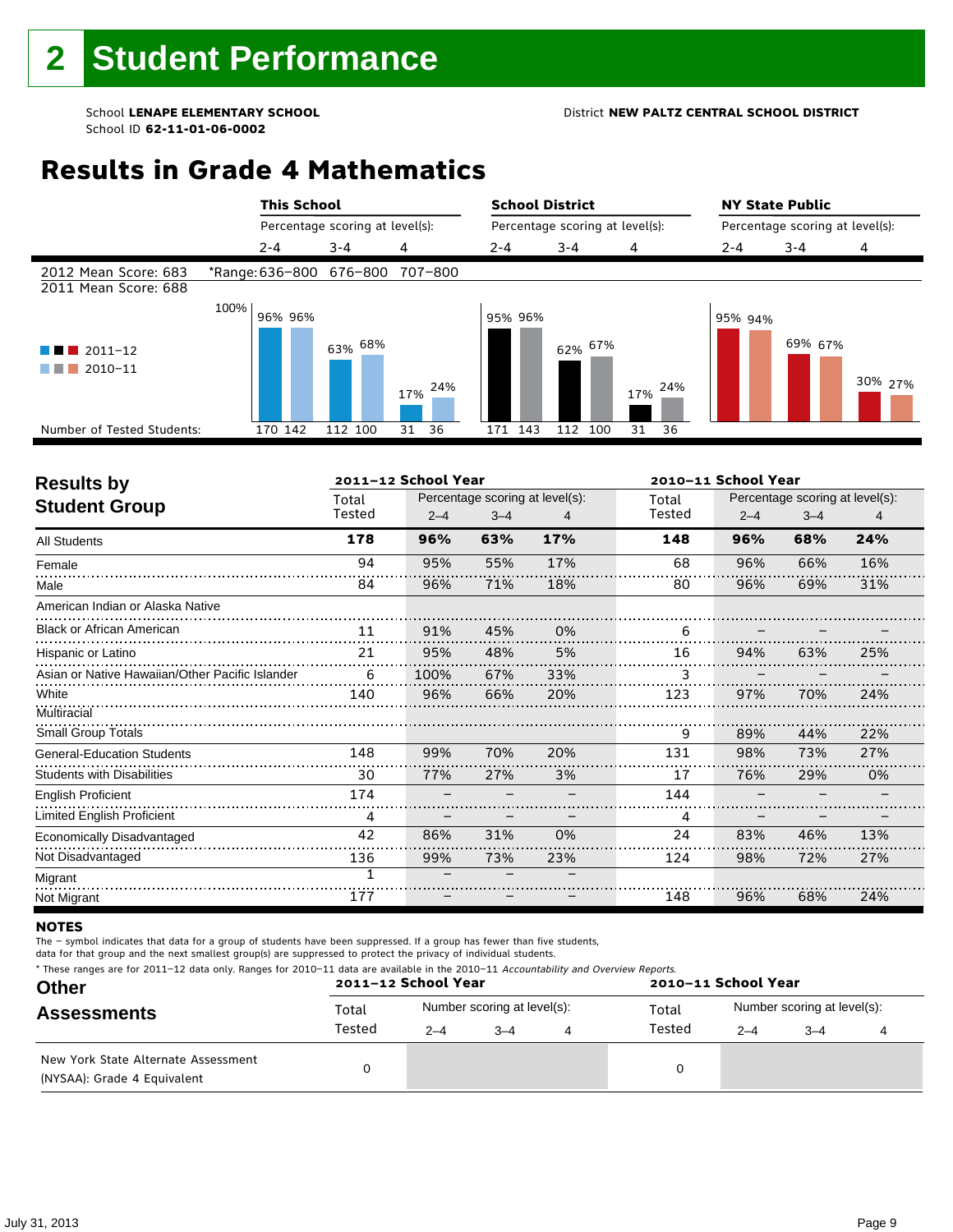# 2 Student Performance

School **LENAPE ELEMENTARY SCHOOL**
School ID **62-11-01-06-0002**

District **NEW PALTZ CENTRAL SCHOOL DISTRICT**

## Results in Grade 4 Mathematics

| | This School | | | School District | | | NY State Public | | |
|---|---|---|---|---|---|---|---|---|---|
| | Percentage scoring at level(s): | | | Percentage scoring at level(s): | | | Percentage scoring at level(s): | | |
| | 2-4 | 3-4 | 4 | 2-4 | 3-4 | 4 | 2-4 | 3-4 | 4 |
| 2012 Mean Score: 683 | *Range: 636–800 | 676–800 | 707–800 | | | | | | |
| 2011 Mean Score: 688 | | | | | | | | | |
| 2011–12 | 96% | 63% | 17% | 95% | 62% | 17% | 95% | 69% | 30% |
| 2010–11 | 96% | 68% | 24% | 96% | 67% | 24% | 94% | 67% | 27% |
| Number of Tested Students: 2011–12 | 170 | 112 | 31 | 171 | 112 | 31 | | | |
| Number of Tested Students: 2010–11 | 142 | 100 | 36 | 143 | 100 | 36 | | | |

## Results by Student Group

| | 2011–12 School Year | | | | 2010–11 School Year | | | |
|---|---|---|---|---|---|---|---|---|
| | Total Tested | Percentage scoring at level(s): 2–4 | 3–4 | 4 | Total Tested | Percentage scoring at level(s): 2–4 | 3–4 | 4 |
| **All Students** | **178** | **96%** | **63%** | **17%** | **148** | **96%** | **68%** | **24%** |
| Female | 94 | 95% | 55% | 17% | 68 | 96% | 66% | 16% |
| Male | 84 | 96% | 71% | 18% | 80 | 96% | 69% | 31% |
| American Indian or Alaska Native | | | | | | | | |
| Black or African American | 11 | 91% | 45% | 0% | 6 | – | – | – |
| Hispanic or Latino | 21 | 95% | 48% | 5% | 16 | 94% | 63% | 25% |
| Asian or Native Hawaiian/Other Pacific Islander | 6 | 100% | 67% | 33% | 3 | – | – | – |
| White | 140 | 96% | 66% | 20% | 123 | 97% | 70% | 24% |
| Multiracial | | | | | | | | |
| Small Group Totals | | | | | 9 | 89% | 44% | 22% |
| General-Education Students | 148 | 99% | 70% | 20% | 131 | 98% | 73% | 27% |
| Students with Disabilities | 30 | 77% | 27% | 3% | 17 | 76% | 29% | 0% |
| English Proficient | 174 | – | – | – | 144 | – | – | – |
| Limited English Proficient | 4 | – | – | – | 4 | – | – | – |
| Economically Disadvantaged | 42 | 86% | 31% | 0% | 24 | 83% | 46% | 13% |
| Not Disadvantaged | 136 | 99% | 73% | 23% | 124 | 98% | 72% | 27% |
| Migrant | 1 | – | – | – | | | | |
| Not Migrant | 177 | – | – | – | 148 | 96% | 68% | 24% |

**NOTES**

The – symbol indicates that data for a group of students have been suppressed. If a group has fewer than five students, data for that group and the next smallest group(s) are suppressed to protect the privacy of individual students.

* These ranges are for 2011–12 data only. Ranges for 2010–11 data are available in the 2010–11 *Accountability and Overview Reports.*

## Other Assessments

| | 2011–12 School Year | | | | 2010–11 School Year | | | |
|---|---|---|---|---|---|---|---|---|
| | Total Tested | Number scoring at level(s): 2–4 | 3–4 | 4 | Total Tested | Number scoring at level(s): 2–4 | 3–4 | 4 |
| New York State Alternate Assessment (NYSAA): Grade 4 Equivalent | 0 | | | | 0 | | | |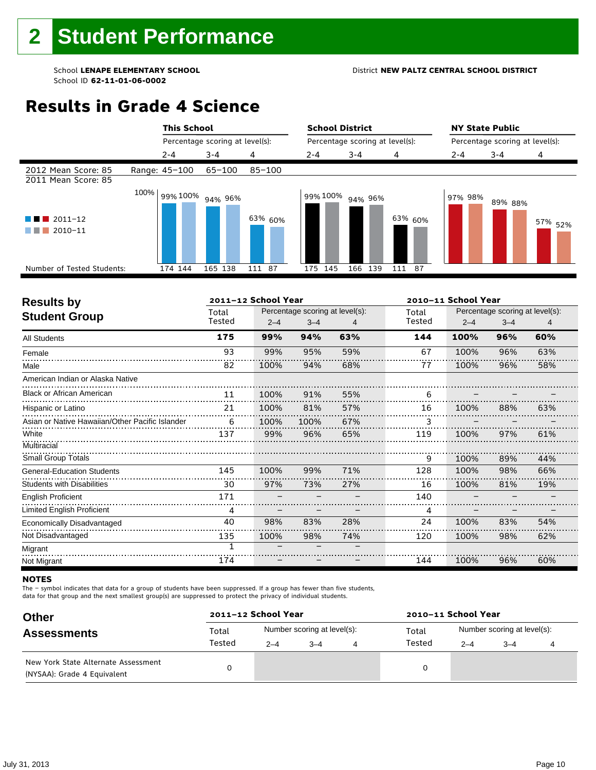# 2 Student Performance

School **LENAPE ELEMENTARY SCHOOL**
School ID **62-11-01-06-0002**

District **NEW PALTZ CENTRAL SCHOOL DISTRICT**

## Results in Grade 4 Science

| | This School 2–4 | This School 3–4 | This School 4 | School District 2–4 | School District 3–4 | School District 4 | NY State Public 2–4 | NY State Public 3–4 | NY State Public 4 |
|---|---|---|---|---|---|---|---|---|---|
| 2012 Mean Score: 85 / 2011 Mean Score: 85 | Range: 45–100 | 65–100 | 85–100 | | | | | | |
| 2011–12 | 99% | 94% | 63% | 99% | 94% | 63% | 97% | 89% | 57% |
| 2010–11 | 100% | 96% | 60% | 100% | 96% | 60% | 98% | 88% | 52% |
| Number of Tested Students 2011–12 | 174 | 165 | 111 | 175 | 166 | 111 | | | |
| Number of Tested Students 2010–11 | 144 | 138 | 87 | 145 | 139 | 87 | | | |

## Results by Student Group

| | 2011–12 Total Tested | 2011–12 2–4 | 2011–12 3–4 | 2011–12 4 | 2010–11 Total Tested | 2010–11 2–4 | 2010–11 3–4 | 2010–11 4 |
|---|---|---|---|---|---|---|---|---|
| All Students | **175** | **99%** | **94%** | **63%** | **144** | **100%** | **96%** | **60%** |
| Female | 93 | 99% | 95% | 59% | 67 | 100% | 96% | 63% |
| Male | 82 | 100% | 94% | 68% | 77 | 100% | 96% | 58% |
| American Indian or Alaska Native | | | | | | | | |
| Black or African American | 11 | 100% | 91% | 55% | 6 | – | – | – |
| Hispanic or Latino | 21 | 100% | 81% | 57% | 16 | 100% | 88% | 63% |
| Asian or Native Hawaiian/Other Pacific Islander | 6 | 100% | 100% | 67% | 3 | – | – | – |
| White | 137 | 99% | 96% | 65% | 119 | 100% | 97% | 61% |
| Multiracial | | | | | | | | |
| Small Group Totals | | | | | 9 | 100% | 89% | 44% |
| General-Education Students | 145 | 100% | 99% | 71% | 128 | 100% | 98% | 66% |
| Students with Disabilities | 30 | 97% | 73% | 27% | 16 | 100% | 81% | 19% |
| English Proficient | 171 | – | – | – | 140 | – | – | – |
| Limited English Proficient | 4 | – | – | – | 4 | – | – | – |
| Economically Disadvantaged | 40 | 98% | 83% | 28% | 24 | 100% | 83% | 54% |
| Not Disadvantaged | 135 | 100% | 98% | 74% | 120 | 100% | 98% | 62% |
| Migrant | 1 | – | – | – | | | | |
| Not Migrant | 174 | – | – | – | 144 | 100% | 96% | 60% |

**NOTES**

The – symbol indicates that data for a group of students have been suppressed. If a group has fewer than five students, data for that group and the next smallest group(s) are suppressed to protect the privacy of individual students.

## Other Assessments

| | 2011–12 Total Tested | 2011–12 2–4 | 2011–12 3–4 | 2011–12 4 | 2010–11 Total Tested | 2010–11 2–4 | 2010–11 3–4 | 2010–11 4 |
|---|---|---|---|---|---|---|---|---|
| New York State Alternate Assessment (NYSAA): Grade 4 Equivalent | 0 | | | | 0 | | | |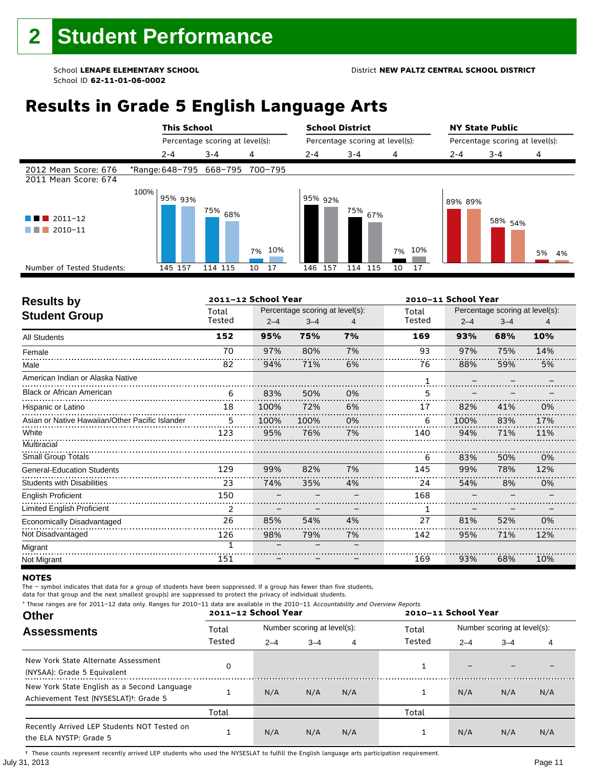# 2 Student Performance

School **LENAPE ELEMENTARY SCHOOL**
School ID **62-11-01-06-0002**

District **NEW PALTZ CENTRAL SCHOOL DISTRICT**

## Results in Grade 5 English Language Arts

| | This School | | | School District | | | NY State Public | | |
|---|---|---|---|---|---|---|---|---|---|
| | Percentage scoring at level(s): | | | Percentage scoring at level(s): | | | Percentage scoring at level(s): | | |
| | 2-4 | 3-4 | 4 | 2-4 | 3-4 | 4 | 2-4 | 3-4 | 4 |
| 2012 Mean Score: 676 / 2011 Mean Score: 674 | *Range: 648–795 | 668–795 | 700–795 | | | | | | |
| 2011–12 | 95% | 75% | 7% | 95% | 75% | 7% | 89% | 58% | 5% |
| 2010–11 | 93% | 68% | 10% | 92% | 67% | 10% | 89% | 54% | 4% |
| Number of Tested Students: 2011–12 | 145 | 114 | 10 | 146 | 114 | 10 | | | |
| Number of Tested Students: 2010–11 | 157 | 115 | 17 | 157 | 115 | 17 | | | |

## Results by Student Group

| Student Group | 2011–12 Total Tested | 2011–12 2–4 | 2011–12 3–4 | 2011–12 4 | 2010–11 Total Tested | 2010–11 2–4 | 2010–11 3–4 | 2010–11 4 |
|---|---|---|---|---|---|---|---|---|
| **All Students** | **152** | **95%** | **75%** | **7%** | **169** | **93%** | **68%** | **10%** |
| Female | 70 | 97% | 80% | 7% | 93 | 97% | 75% | 14% |
| Male | 82 | 94% | 71% | 6% | 76 | 88% | 59% | 5% |
| American Indian or Alaska Native | | | | | 1 | – | – | – |
| Black or African American | 6 | 83% | 50% | 0% | 5 | – | – | – |
| Hispanic or Latino | 18 | 100% | 72% | 6% | 17 | 82% | 41% | 0% |
| Asian or Native Hawaiian/Other Pacific Islander | 5 | 100% | 100% | 0% | 6 | 100% | 83% | 17% |
| White | 123 | 95% | 76% | 7% | 140 | 94% | 71% | 11% |
| Multiracial | | | | | | | | |
| Small Group Totals | | | | | 6 | 83% | 50% | 0% |
| General-Education Students | 129 | 99% | 82% | 7% | 145 | 99% | 78% | 12% |
| Students with Disabilities | 23 | 74% | 35% | 4% | 24 | 54% | 8% | 0% |
| English Proficient | 150 | – | – | – | 168 | – | – | – |
| Limited English Proficient | 2 | – | – | – | 1 | – | – | – |
| Economically Disadvantaged | 26 | 85% | 54% | 4% | 27 | 81% | 52% | 0% |
| Not Disadvantaged | 126 | 98% | 79% | 7% | 142 | 95% | 71% | 12% |
| Migrant | 1 | – | – | – | | | | |
| Not Migrant | 151 | – | – | – | 169 | 93% | 68% | 10% |

**NOTES**

The – symbol indicates that data for a group of students have been suppressed. If a group has fewer than five students, data for that group and the next smallest group(s) are suppressed to protect the privacy of individual students.

* These ranges are for 2011–12 data only. Ranges for 2010–11 data are available in the 2010–11 *Accountability and Overview Reports.*

## Other Assessments

| Assessment | 2011–12 Total Tested | 2011–12 2–4 | 2011–12 3–4 | 2011–12 4 | 2010–11 Total Tested | 2010–11 2–4 | 2010–11 3–4 | 2010–11 4 |
|---|---|---|---|---|---|---|---|---|
| New York State Alternate Assessment (NYSAA): Grade 5 Equivalent | 0 | | | | 1 | – | – | – |
| New York State English as a Second Language Achievement Test (NYSESLAT)†: Grade 5 | 1 | N/A | N/A | N/A | 1 | N/A | N/A | N/A |
| | Total | | | | Total | | | |
| Recently Arrived LEP Students NOT Tested on the ELA NYSTP: Grade 5 | 1 | N/A | N/A | N/A | 1 | N/A | N/A | N/A |

† These counts represent recently arrived LEP students who used the NYSESLAT to fulfill the English language arts participation requirement.

July 31, 2013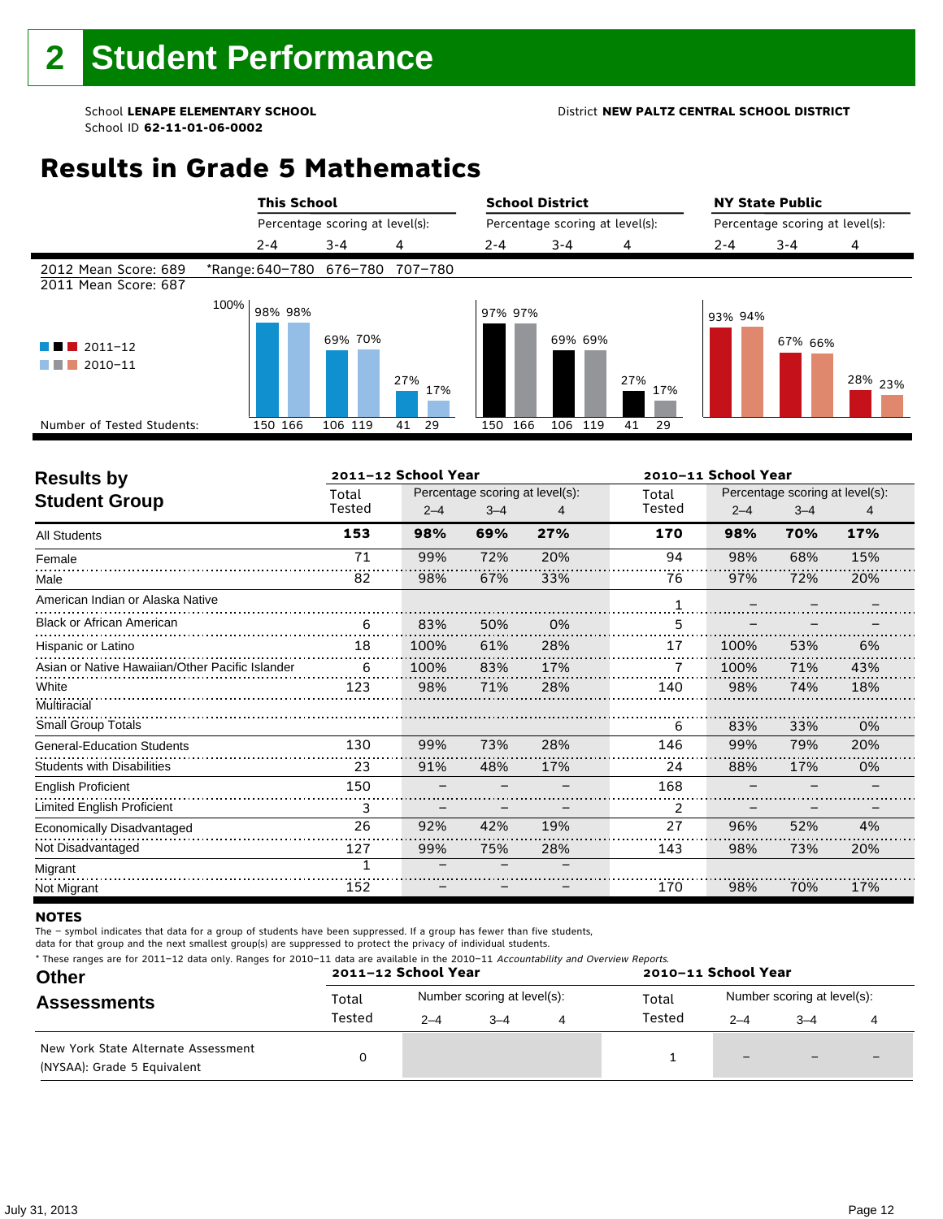# 2 Student Performance

School **LENAPE ELEMENTARY SCHOOL**
School ID **62-11-01-06-0002**

District **NEW PALTZ CENTRAL SCHOOL DISTRICT**

## Results in Grade 5 Mathematics

| | This School | | | School District | | | NY State Public | | |
|---|---|---|---|---|---|---|---|---|---|
| | Percentage scoring at level(s): | | | Percentage scoring at level(s): | | | Percentage scoring at level(s): | | |
| | 2-4 | 3-4 | 4 | 2-4 | 3-4 | 4 | 2-4 | 3-4 | 4 |
| 2012 Mean Score: 689 | *Range: 640–780 | 676–780 | 707–780 | | | | | | |
| 2011 Mean Score: 687 | | | | | | | | | |
| 2011–12 | 98% | 69% | 27% | 97% | 69% | 27% | 93% | 67% | 28% |
| 2010–11 | 98% | 70% | 17% | 97% | 69% | 17% | 94% | 66% | 23% |
| Number of Tested Students: 2011–12 | 150 | 106 | 41 | 150 | 106 | 41 | | | |
| Number of Tested Students: 2010–11 | 166 | 119 | 29 | 166 | 119 | 29 | | | |

## Results by Student Group

| | 2011–12 School Year | | | | 2010–11 School Year | | | |
|---|---|---|---|---|---|---|---|---|
| | Total Tested | Percentage scoring at level(s): 2–4 | 3–4 | 4 | Total Tested | Percentage scoring at level(s): 2–4 | 3–4 | 4 |
| **All Students** | **153** | **98%** | **69%** | **27%** | **170** | **98%** | **70%** | **17%** |
| Female | 71 | 99% | 72% | 20% | 94 | 98% | 68% | 15% |
| Male | 82 | 98% | 67% | 33% | 76 | 97% | 72% | 20% |
| American Indian or Alaska Native | | | | | 1 | – | – | – |
| Black or African American | 6 | 83% | 50% | 0% | 5 | – | – | – |
| Hispanic or Latino | 18 | 100% | 61% | 28% | 17 | 100% | 53% | 6% |
| Asian or Native Hawaiian/Other Pacific Islander | 6 | 100% | 83% | 17% | 7 | 100% | 71% | 43% |
| White | 123 | 98% | 71% | 28% | 140 | 98% | 74% | 18% |
| Multiracial | | | | | | | | |
| Small Group Totals | | | | | 6 | 83% | 33% | 0% |
| General-Education Students | 130 | 99% | 73% | 28% | 146 | 99% | 79% | 20% |
| Students with Disabilities | 23 | 91% | 48% | 17% | 24 | 88% | 17% | 0% |
| English Proficient | 150 | – | – | – | 168 | – | – | – |
| Limited English Proficient | 3 | – | – | – | 2 | – | – | – |
| Economically Disadvantaged | 26 | 92% | 42% | 19% | 27 | 96% | 52% | 4% |
| Not Disadvantaged | 127 | 99% | 75% | 28% | 143 | 98% | 73% | 20% |
| Migrant | 1 | – | – | – | | | | |
| Not Migrant | 152 | – | – | – | 170 | 98% | 70% | 17% |

**NOTES**

The – symbol indicates that data for a group of students have been suppressed. If a group has fewer than five students, data for that group and the next smallest group(s) are suppressed to protect the privacy of individual students.

* These ranges are for 2011–12 data only. Ranges for 2010–11 data are available in the 2010–11 *Accountability and Overview Reports.*

## Other Assessments

| | 2011–12 School Year | | | | 2010–11 School Year | | | |
|---|---|---|---|---|---|---|---|---|
| | Total Tested | Number scoring at level(s): 2–4 | 3–4 | 4 | Total Tested | Number scoring at level(s): 2–4 | 3–4 | 4 |
| New York State Alternate Assessment (NYSAA): Grade 5 Equivalent | 0 | | | | 1 | – | – | – |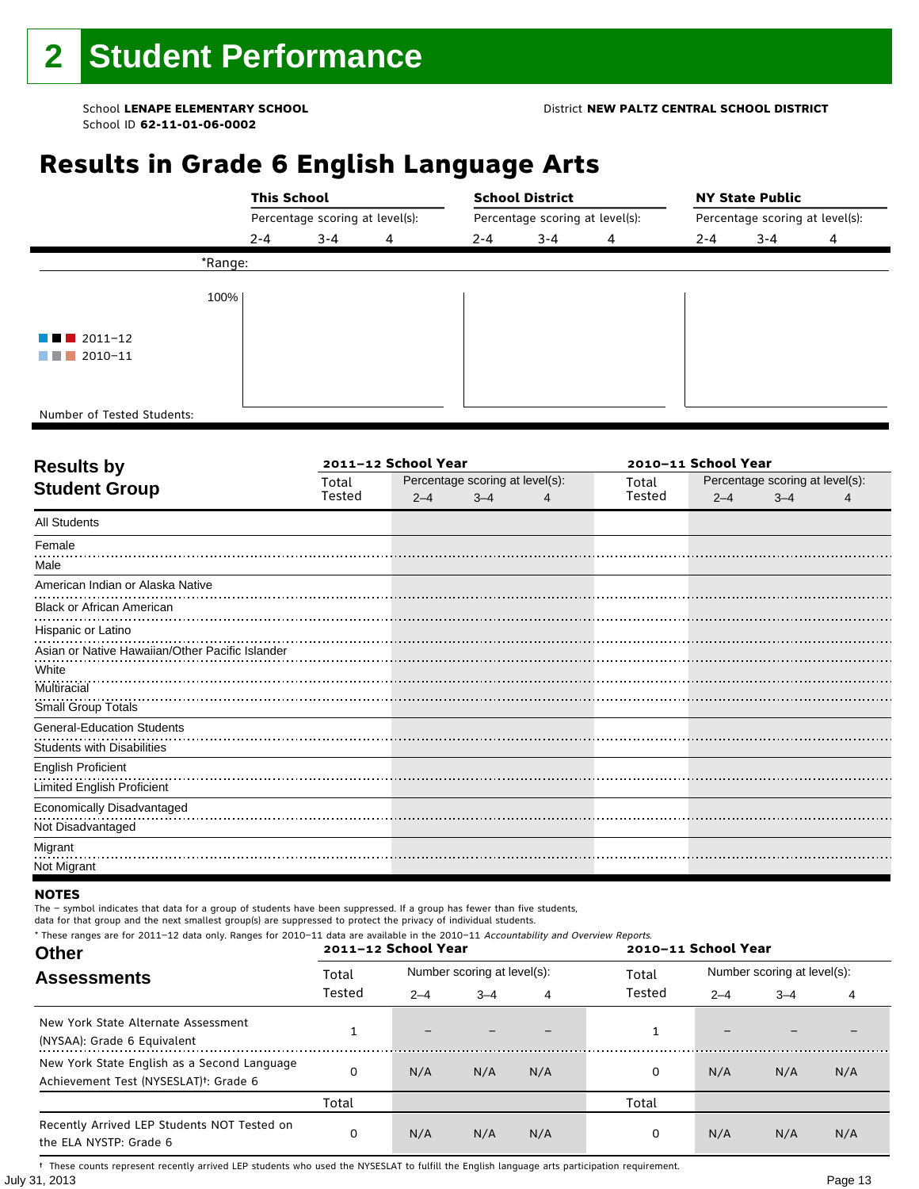# 2 Student Performance

School **LENAPE ELEMENTARY SCHOOL**
School ID **62-11-01-06-0002**

District **NEW PALTZ CENTRAL SCHOOL DISTRICT**

## Results in Grade 6 English Language Arts

| | This School | | | School District | | | NY State Public | | |
|---|---|---|---|---|---|---|---|---|---|
| | Percentage scoring at level(s): | | | Percentage scoring at level(s): | | | Percentage scoring at level(s): | | |
| | 2-4 | 3-4 | 4 | 2-4 | 3-4 | 4 | 2-4 | 3-4 | 4 |
| *Range: | | | | | | | | | |
| Number of Tested Students: | | | | | | | | | |

100%

2011–12
2010–11

| Results by Student Group | 2011–12 School Year | | | | 2010–11 School Year | | | |
|---|---|---|---|---|---|---|---|---|
| | Total Tested | Percentage scoring at level(s): | | | Total Tested | Percentage scoring at level(s): | | |
| | | 2–4 | 3–4 | 4 | | 2–4 | 3–4 | 4 |
| All Students | | | | | | | | |
| Female | | | | | | | | |
| Male | | | | | | | | |
| American Indian or Alaska Native | | | | | | | | |
| Black or African American | | | | | | | | |
| Hispanic or Latino | | | | | | | | |
| Asian or Native Hawaiian/Other Pacific Islander | | | | | | | | |
| White | | | | | | | | |
| Multiracial | | | | | | | | |
| Small Group Totals | | | | | | | | |
| General-Education Students | | | | | | | | |
| Students with Disabilities | | | | | | | | |
| English Proficient | | | | | | | | |
| Limited English Proficient | | | | | | | | |
| Economically Disadvantaged | | | | | | | | |
| Not Disadvantaged | | | | | | | | |
| Migrant | | | | | | | | |
| Not Migrant | | | | | | | | |

**NOTES**

The – symbol indicates that data for a group of students have been suppressed. If a group has fewer than five students, data for that group and the next smallest group(s) are suppressed to protect the privacy of individual students.

* These ranges are for 2011–12 data only. Ranges for 2010–11 data are available in the 2010–11 *Accountability and Overview Reports*.

| Other Assessments | 2011–12 School Year | | | | 2010–11 School Year | | | |
|---|---|---|---|---|---|---|---|---|
| | Total Tested | Number scoring at level(s): | | | Total Tested | Number scoring at level(s): | | |
| | | 2–4 | 3–4 | 4 | | 2–4 | 3–4 | 4 |
| New York State Alternate Assessment (NYSAA): Grade 6 Equivalent | 1 | – | – | – | 1 | – | – | – |
| New York State English as a Second Language Achievement Test (NYSESLAT)†: Grade 6 | 0 | N/A | N/A | N/A | 0 | N/A | N/A | N/A |
| | Total | | | | Total | | | |
| Recently Arrived LEP Students NOT Tested on the ELA NYSTP: Grade 6 | 0 | N/A | N/A | N/A | 0 | N/A | N/A | N/A |

† These counts represent recently arrived LEP students who used the NYSESLAT to fulfill the English language arts participation requirement.

July 31, 2013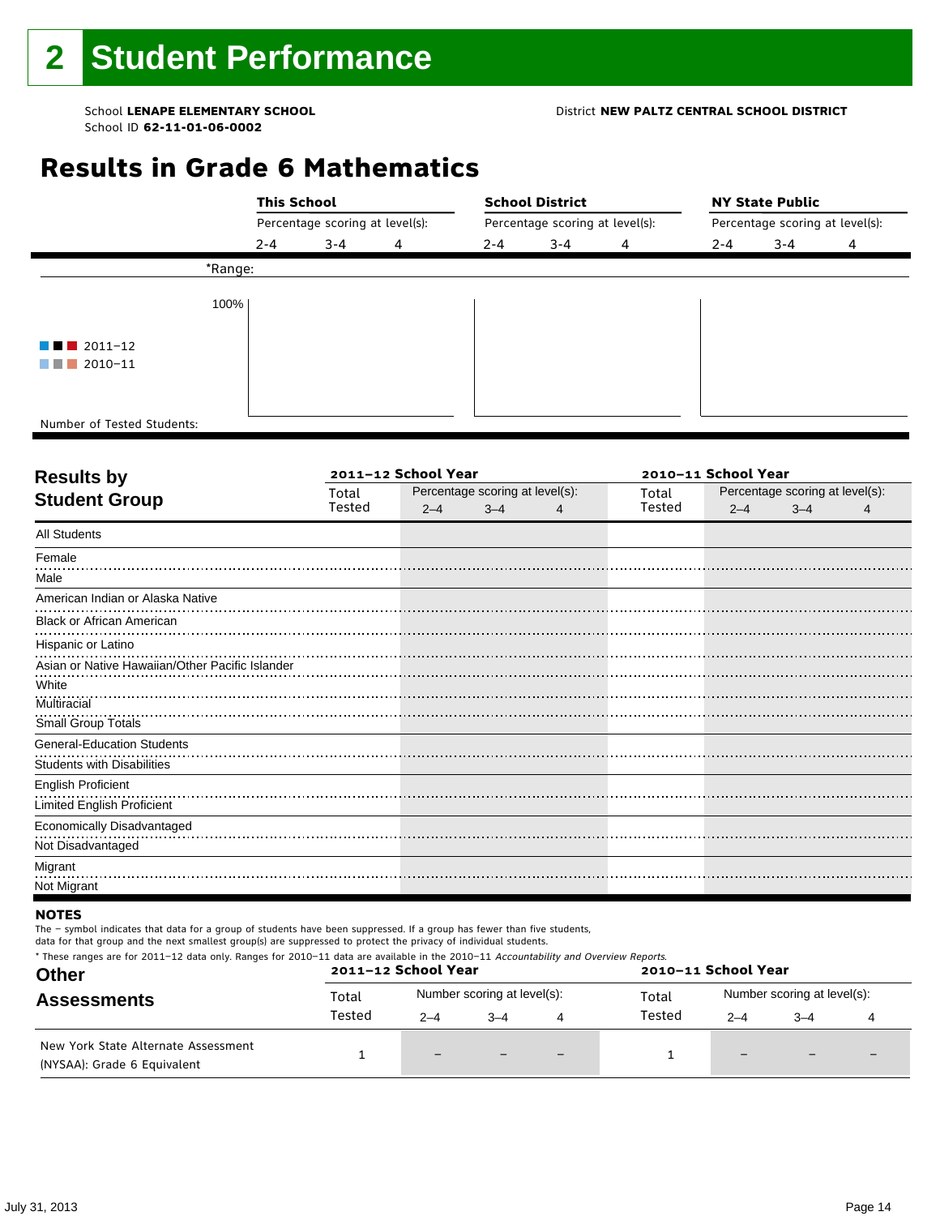# 2 Student Performance

School **LENAPE ELEMENTARY SCHOOL**
School ID **62-11-01-06-0002**

District **NEW PALTZ CENTRAL SCHOOL DISTRICT**

## Results in Grade 6 Mathematics

| | This School | | | School District | | | NY State Public | | |
|---|---|---|---|---|---|---|---|---|---|
| | Percentage scoring at level(s): | | | Percentage scoring at level(s): | | | Percentage scoring at level(s): | | |
| | 2-4 | 3-4 | 4 | 2-4 | 3-4 | 4 | 2-4 | 3-4 | 4 |
| *Range: | | | | | | | | | |
| Number of Tested Students: | | | | | | | | | |

100%

2011–12
2010–11

| Results by Student Group | 2011–12 School Year | | | | 2010–11 School Year | | | |
|---|---|---|---|---|---|---|---|---|
| | Total Tested | Percentage scoring at level(s): | | | Total Tested | Percentage scoring at level(s): | | |
| | | 2–4 | 3–4 | 4 | | 2–4 | 3–4 | 4 |
| All Students | | | | | | | | |
| Female | | | | | | | | |
| Male | | | | | | | | |
| American Indian or Alaska Native | | | | | | | | |
| Black or African American | | | | | | | | |
| Hispanic or Latino | | | | | | | | |
| Asian or Native Hawaiian/Other Pacific Islander | | | | | | | | |
| White | | | | | | | | |
| Multiracial | | | | | | | | |
| Small Group Totals | | | | | | | | |
| General-Education Students | | | | | | | | |
| Students with Disabilities | | | | | | | | |
| English Proficient | | | | | | | | |
| Limited English Proficient | | | | | | | | |
| Economically Disadvantaged | | | | | | | | |
| Not Disadvantaged | | | | | | | | |
| Migrant | | | | | | | | |
| Not Migrant | | | | | | | | |

**NOTES**

The – symbol indicates that data for a group of students have been suppressed. If a group has fewer than five students, data for that group and the next smallest group(s) are suppressed to protect the privacy of individual students.

* These ranges are for 2011–12 data only. Ranges for 2010–11 data are available in the 2010–11 *Accountability and Overview Reports*.

| Other Assessments | 2011–12 School Year | | | | 2010–11 School Year | | | |
|---|---|---|---|---|---|---|---|---|
| | Total Tested | Number scoring at level(s): | | | Total Tested | Number scoring at level(s): | | |
| | | 2–4 | 3–4 | 4 | | 2–4 | 3–4 | 4 |
| New York State Alternate Assessment (NYSAA): Grade 6 Equivalent | 1 | – | – | – | 1 | – | – | – |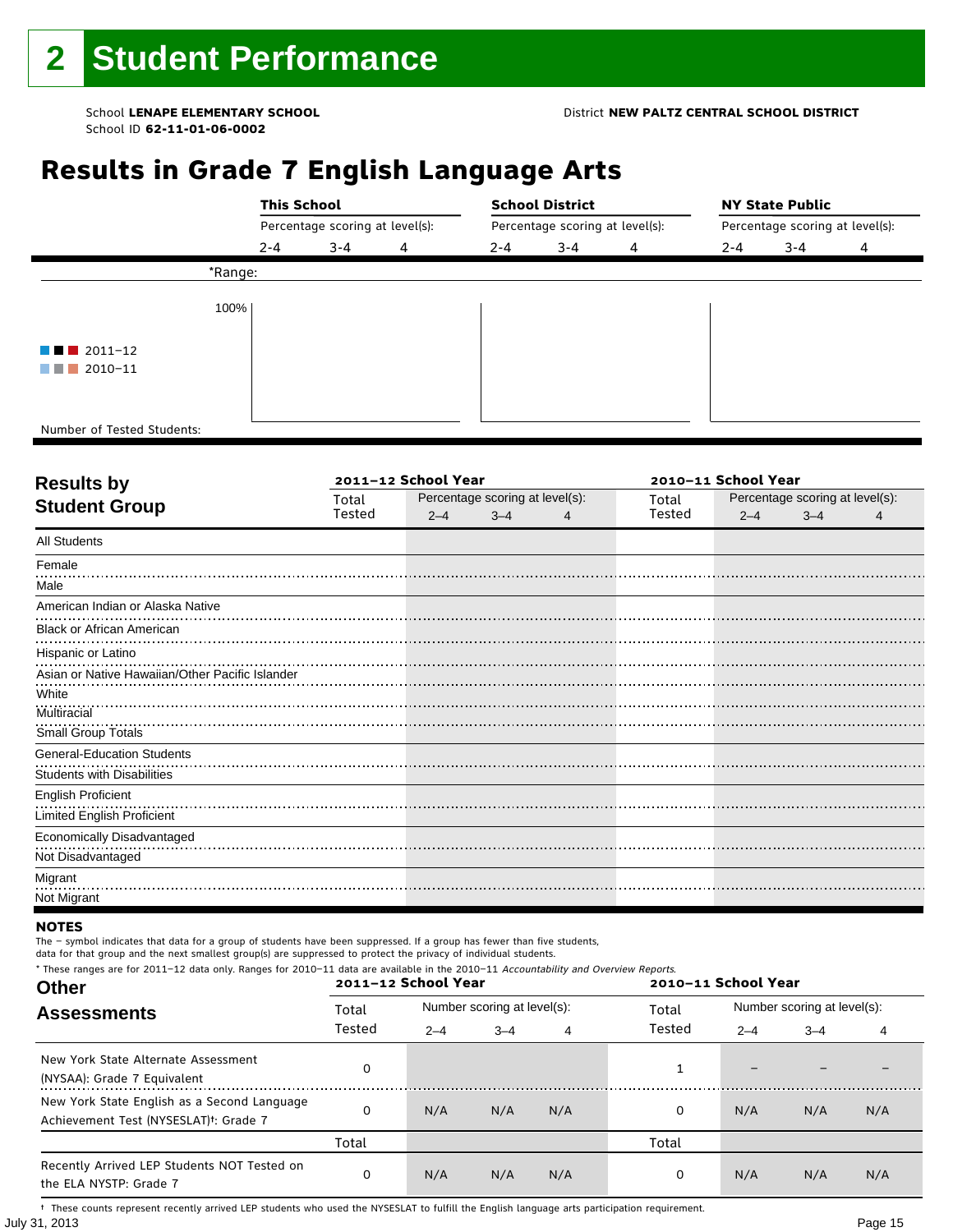# 2 Student Performance

School **LENAPE ELEMENTARY SCHOOL**
School ID **62-11-01-06-0002**

District **NEW PALTZ CENTRAL SCHOOL DISTRICT**

## Results in Grade 7 English Language Arts

| | This School | | | School District | | | NY State Public | | |
|---|---|---|---|---|---|---|---|---|---|
| | Percentage scoring at level(s): | | | Percentage scoring at level(s): | | | Percentage scoring at level(s): | | |
| | 2-4 | 3-4 | 4 | 2-4 | 3-4 | 4 | 2-4 | 3-4 | 4 |
| *Range: | | | | | | | | | |
| 2011–12 / 2010–11 (100%) | | | | | | | | | |
| Number of Tested Students: | | | | | | | | | |

| Results by Student Group | 2011–12 School Year | | | | 2010–11 School Year | | | |
|---|---|---|---|---|---|---|---|---|
| | Total Tested | Percentage scoring at level(s): 2–4 | 3–4 | 4 | Total Tested | Percentage scoring at level(s): 2–4 | 3–4 | 4 |
| All Students | | | | | | | | |
| Female | | | | | | | | |
| Male | | | | | | | | |
| American Indian or Alaska Native | | | | | | | | |
| Black or African American | | | | | | | | |
| Hispanic or Latino | | | | | | | | |
| Asian or Native Hawaiian/Other Pacific Islander | | | | | | | | |
| White | | | | | | | | |
| Multiracial | | | | | | | | |
| Small Group Totals | | | | | | | | |
| General-Education Students | | | | | | | | |
| Students with Disabilities | | | | | | | | |
| English Proficient | | | | | | | | |
| Limited English Proficient | | | | | | | | |
| Economically Disadvantaged | | | | | | | | |
| Not Disadvantaged | | | | | | | | |
| Migrant | | | | | | | | |
| Not Migrant | | | | | | | | |

**NOTES**

The – symbol indicates that data for a group of students have been suppressed. If a group has fewer than five students, data for that group and the next smallest group(s) are suppressed to protect the privacy of individual students.

* These ranges are for 2011–12 data only. Ranges for 2010–11 data are available in the 2010–11 *Accountability and Overview Reports*.

| Other Assessments | 2011–12 School Year | | | | 2010–11 School Year | | | |
|---|---|---|---|---|---|---|---|---|
| | Total Tested | Number scoring at level(s): 2–4 | 3–4 | 4 | Total Tested | Number scoring at level(s): 2–4 | 3–4 | 4 |
| New York State Alternate Assessment (NYSAA): Grade 7 Equivalent | 0 | | | | 1 | – | – | – |
| New York State English as a Second Language Achievement Test (NYSESLAT)†: Grade 7 | 0 | N/A | N/A | N/A | 0 | N/A | N/A | N/A |
| | Total | | | | Total | | | |
| Recently Arrived LEP Students NOT Tested on the ELA NYSTP: Grade 7 | 0 | N/A | N/A | N/A | 0 | N/A | N/A | N/A |

† These counts represent recently arrived LEP students who used the NYSESLAT to fulfill the English language arts participation requirement.

July 31, 2013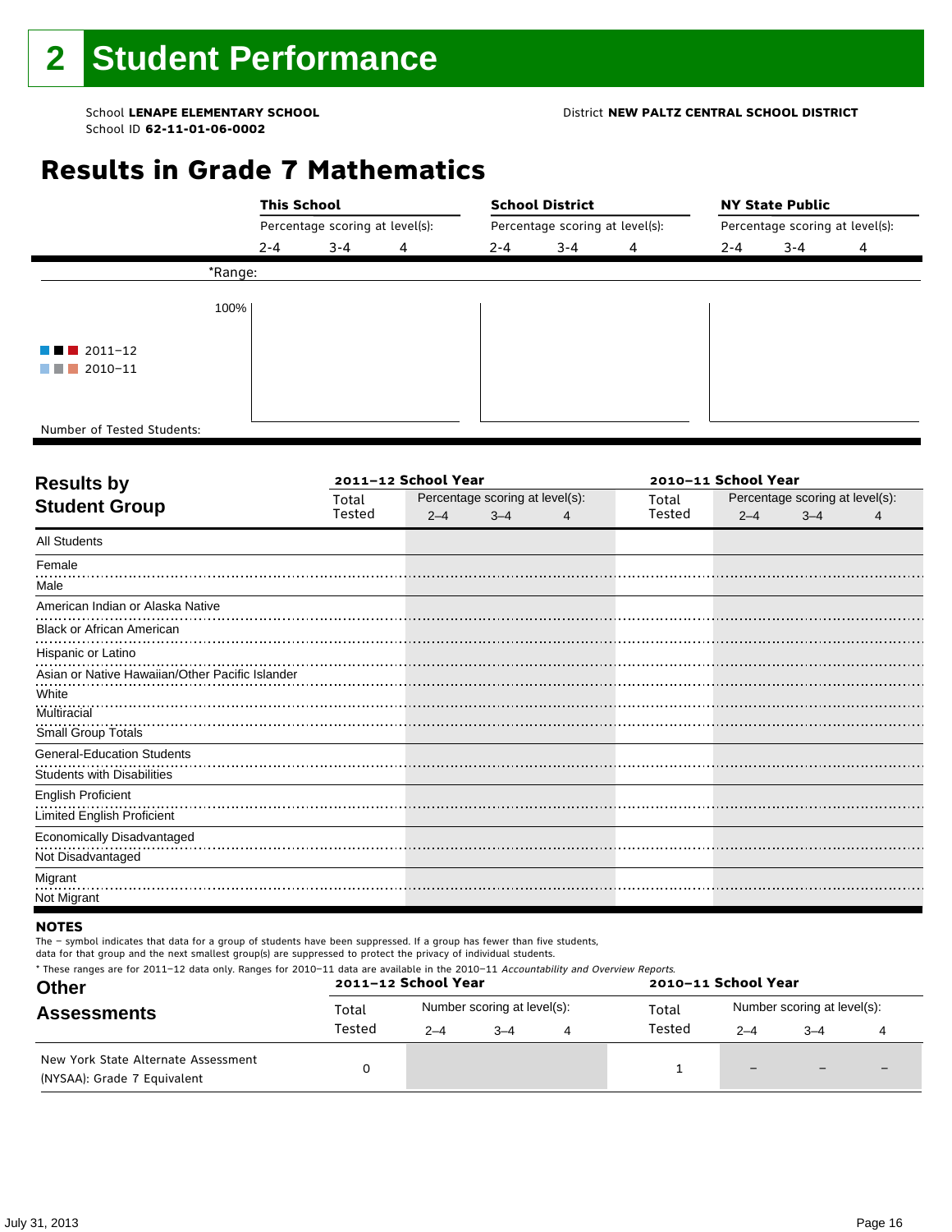# 2 Student Performance

School **LENAPE ELEMENTARY SCHOOL**
School ID **62-11-01-06-0002**

District **NEW PALTZ CENTRAL SCHOOL DISTRICT**

## Results in Grade 7 Mathematics

| | This School | | | School District | | | NY State Public | | |
|---|---|---|---|---|---|---|---|---|---|
| | Percentage scoring at level(s): | | | Percentage scoring at level(s): | | | Percentage scoring at level(s): | | |
| | 2-4 | 3-4 | 4 | 2-4 | 3-4 | 4 | 2-4 | 3-4 | 4 |
| *Range: | | | | | | | | | |
| Number of Tested Students: | | | | | | | | | |

2011–12
2010–11

| Results by Student Group | 2011–12 School Year | | | | 2010–11 School Year | | | |
|---|---|---|---|---|---|---|---|---|
| | Total Tested | Percentage scoring at level(s): 2–4 | 3–4 | 4 | Total Tested | Percentage scoring at level(s): 2–4 | 3–4 | 4 |
| All Students | | | | | | | | |
| Female | | | | | | | | |
| Male | | | | | | | | |
| American Indian or Alaska Native | | | | | | | | |
| Black or African American | | | | | | | | |
| Hispanic or Latino | | | | | | | | |
| Asian or Native Hawaiian/Other Pacific Islander | | | | | | | | |
| White | | | | | | | | |
| Multiracial | | | | | | | | |
| Small Group Totals | | | | | | | | |
| General-Education Students | | | | | | | | |
| Students with Disabilities | | | | | | | | |
| English Proficient | | | | | | | | |
| Limited English Proficient | | | | | | | | |
| Economically Disadvantaged | | | | | | | | |
| Not Disadvantaged | | | | | | | | |
| Migrant | | | | | | | | |
| Not Migrant | | | | | | | | |

**NOTES**

The – symbol indicates that data for a group of students have been suppressed. If a group has fewer than five students, data for that group and the next smallest group(s) are suppressed to protect the privacy of individual students.

\* These ranges are for 2011–12 data only. Ranges for 2010–11 data are available in the 2010–11 *Accountability and Overview Reports*.

| Other Assessments | 2011–12 School Year | | | | 2010–11 School Year | | | |
|---|---|---|---|---|---|---|---|---|
| | Total Tested | Number scoring at level(s): 2–4 | 3–4 | 4 | Total Tested | Number scoring at level(s): 2–4 | 3–4 | 4 |
| New York State Alternate Assessment (NYSAA): Grade 7 Equivalent | 0 | | | | 1 | – | – | – |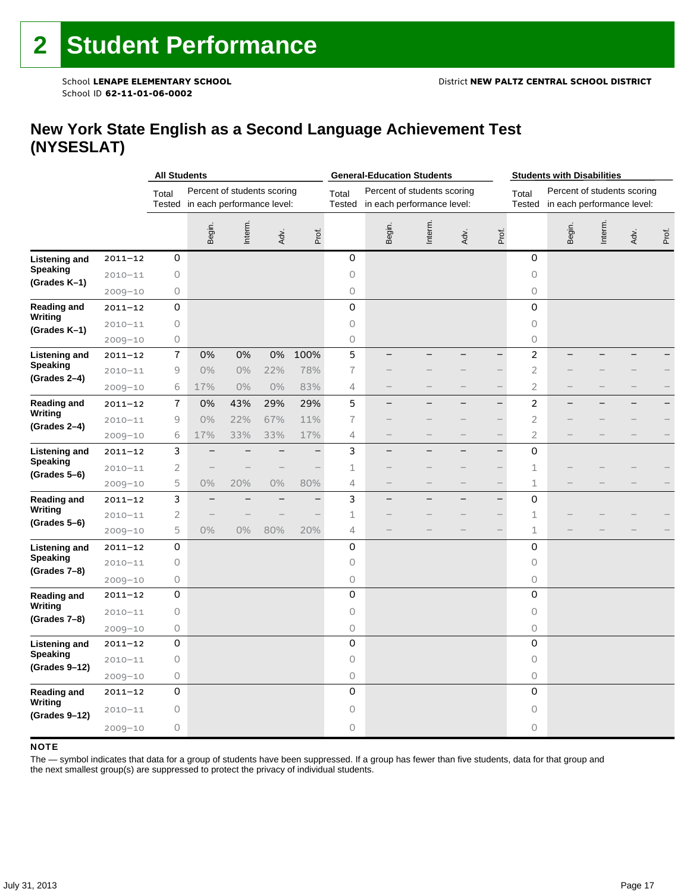# 2 Student Performance

School **LENAPE ELEMENTARY SCHOOL** District **NEW PALTZ CENTRAL SCHOOL DISTRICT**
School ID **62-11-01-06-0002**

## New York State English as a Second Language Achievement Test (NYSESLAT)

| | | All Students | | | | | General-Education Students | | | | | Students with Disabilities | | | | |
|---|---|---|---|---|---|---|---|---|---|---|---|---|---|---|---|---|
| | | Total Tested | Percent of students scoring in each performance level: | | | | Total Tested | Percent of students scoring in each performance level: | | | | Total Tested | Percent of students scoring in each performance level: | | | |
| | | | Begin. | Interm. | Adv. | Prof. | | Begin. | Interm. | Adv. | Prof. | | Begin. | Interm. | Adv. | Prof. |
| **Listening and Speaking (Grades K–1)** | 2011–12 | 0 | | | | | 0 | | | | | 0 | | | | |
| | 2010–11 | 0 | | | | | 0 | | | | | 0 | | | | |
| | 2009–10 | 0 | | | | | 0 | | | | | 0 | | | | |
| **Reading and Writing (Grades K–1)** | 2011–12 | 0 | | | | | 0 | | | | | 0 | | | | |
| | 2010–11 | 0 | | | | | 0 | | | | | 0 | | | | |
| | 2009–10 | 0 | | | | | 0 | | | | | 0 | | | | |
| **Listening and Speaking (Grades 2–4)** | 2011–12 | 7 | 0% | 0% | 0% | 100% | 5 | — | — | — | — | 2 | — | — | — | — |
| | 2010–11 | 9 | 0% | 0% | 22% | 78% | 7 | — | — | — | — | 2 | — | — | — | — |
| | 2009–10 | 6 | 17% | 0% | 0% | 83% | 4 | — | — | — | — | 2 | — | — | — | — |
| **Reading and Writing (Grades 2–4)** | 2011–12 | 7 | 0% | 43% | 29% | 29% | 5 | — | — | — | — | 2 | — | — | — | — |
| | 2010–11 | 9 | 0% | 22% | 67% | 11% | 7 | — | — | — | — | 2 | — | — | — | — |
| | 2009–10 | 6 | 17% | 33% | 33% | 17% | 4 | — | — | — | — | 2 | — | — | — | — |
| **Listening and Speaking (Grades 5–6)** | 2011–12 | 3 | — | — | — | — | 3 | — | — | — | — | 0 | | | | |
| | 2010–11 | 2 | — | — | — | — | 1 | — | — | — | — | 1 | — | — | — | — |
| | 2009–10 | 5 | 0% | 20% | 0% | 80% | 4 | — | — | — | — | 1 | — | — | — | — |
| **Reading and Writing (Grades 5–6)** | 2011–12 | 3 | — | — | — | — | 3 | — | — | — | — | 0 | | | | |
| | 2010–11 | 2 | — | — | — | — | 1 | — | — | — | — | 1 | — | — | — | — |
| | 2009–10 | 5 | 0% | 0% | 80% | 20% | 4 | — | — | — | — | 1 | — | — | — | — |
| **Listening and Speaking (Grades 7–8)** | 2011–12 | 0 | | | | | 0 | | | | | 0 | | | | |
| | 2010–11 | 0 | | | | | 0 | | | | | 0 | | | | |
| | 2009–10 | 0 | | | | | 0 | | | | | 0 | | | | |
| **Reading and Writing (Grades 7–8)** | 2011–12 | 0 | | | | | 0 | | | | | 0 | | | | |
| | 2010–11 | 0 | | | | | 0 | | | | | 0 | | | | |
| | 2009–10 | 0 | | | | | 0 | | | | | 0 | | | | |
| **Listening and Speaking (Grades 9–12)** | 2011–12 | 0 | | | | | 0 | | | | | 0 | | | | |
| | 2010–11 | 0 | | | | | 0 | | | | | 0 | | | | |
| | 2009–10 | 0 | | | | | 0 | | | | | 0 | | | | |
| **Reading and Writing (Grades 9–12)** | 2011–12 | 0 | | | | | 0 | | | | | 0 | | | | |
| | 2010–11 | 0 | | | | | 0 | | | | | 0 | | | | |
| | 2009–10 | 0 | | | | | 0 | | | | | 0 | | | | |

**NOTE**

The — symbol indicates that data for a group of students have been suppressed. If a group has fewer than five students, data for that group and the next smallest group(s) are suppressed to protect the privacy of individual students.